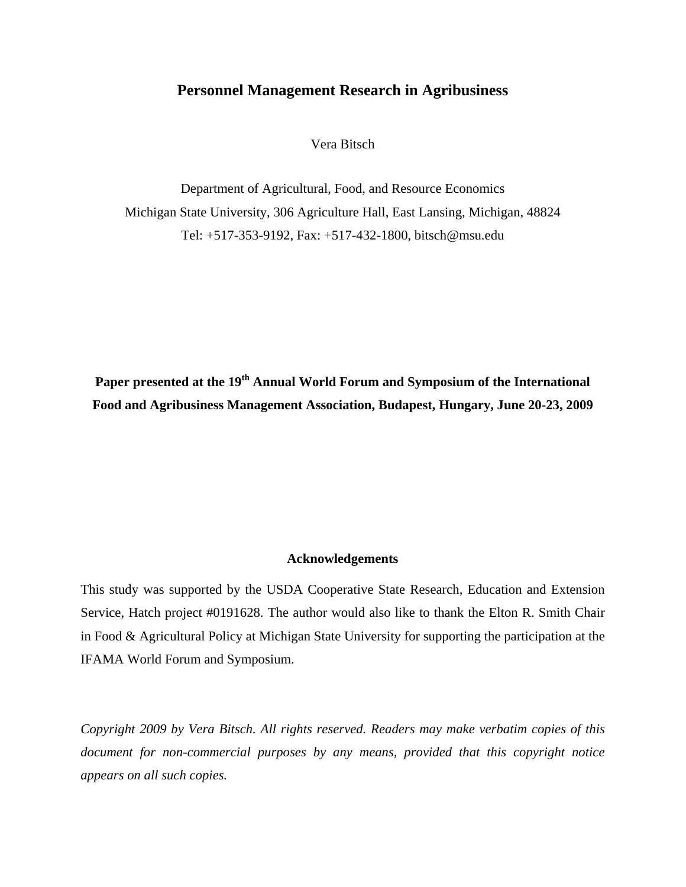# Personnel Management Research in Agribusiness

Vera Bitsch

Department of Agricultural, Food, and Resource Economics
Michigan State University, 306 Agriculture Hall, East Lansing, Michigan, 48824
Tel: +517-353-9192, Fax: +517-432-1800, bitsch@msu.edu

**Paper presented at the 19th Annual World Forum and Symposium of the International Food and Agribusiness Management Association, Budapest, Hungary, June 20-23, 2009**

## Acknowledgements

This study was supported by the USDA Cooperative State Research, Education and Extension Service, Hatch project #0191628. The author would also like to thank the Elton R. Smith Chair in Food & Agricultural Policy at Michigan State University for supporting the participation at the IFAMA World Forum and Symposium.

*Copyright 2009 by Vera Bitsch. All rights reserved. Readers may make verbatim copies of this document for non-commercial purposes by any means, provided that this copyright notice appears on all such copies.*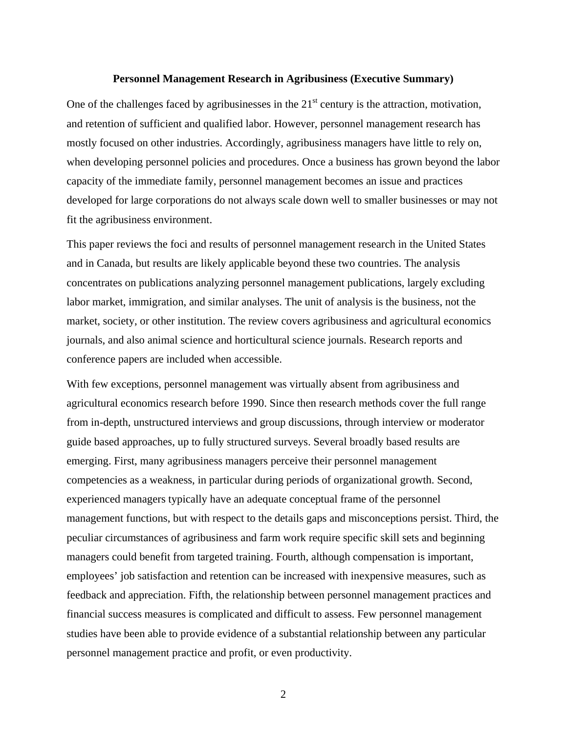**Personnel Management Research in Agribusiness (Executive Summary)**

One of the challenges faced by agribusinesses in the 21st century is the attraction, motivation, and retention of sufficient and qualified labor. However, personnel management research has mostly focused on other industries. Accordingly, agribusiness managers have little to rely on, when developing personnel policies and procedures. Once a business has grown beyond the labor capacity of the immediate family, personnel management becomes an issue and practices developed for large corporations do not always scale down well to smaller businesses or may not fit the agribusiness environment.

This paper reviews the foci and results of personnel management research in the United States and in Canada, but results are likely applicable beyond these two countries. The analysis concentrates on publications analyzing personnel management publications, largely excluding labor market, immigration, and similar analyses. The unit of analysis is the business, not the market, society, or other institution. The review covers agribusiness and agricultural economics journals, and also animal science and horticultural science journals. Research reports and conference papers are included when accessible.

With few exceptions, personnel management was virtually absent from agribusiness and agricultural economics research before 1990. Since then research methods cover the full range from in-depth, unstructured interviews and group discussions, through interview or moderator guide based approaches, up to fully structured surveys. Several broadly based results are emerging. First, many agribusiness managers perceive their personnel management competencies as a weakness, in particular during periods of organizational growth. Second, experienced managers typically have an adequate conceptual frame of the personnel management functions, but with respect to the details gaps and misconceptions persist. Third, the peculiar circumstances of agribusiness and farm work require specific skill sets and beginning managers could benefit from targeted training. Fourth, although compensation is important, employees' job satisfaction and retention can be increased with inexpensive measures, such as feedback and appreciation. Fifth, the relationship between personnel management practices and financial success measures is complicated and difficult to assess. Few personnel management studies have been able to provide evidence of a substantial relationship between any particular personnel management practice and profit, or even productivity.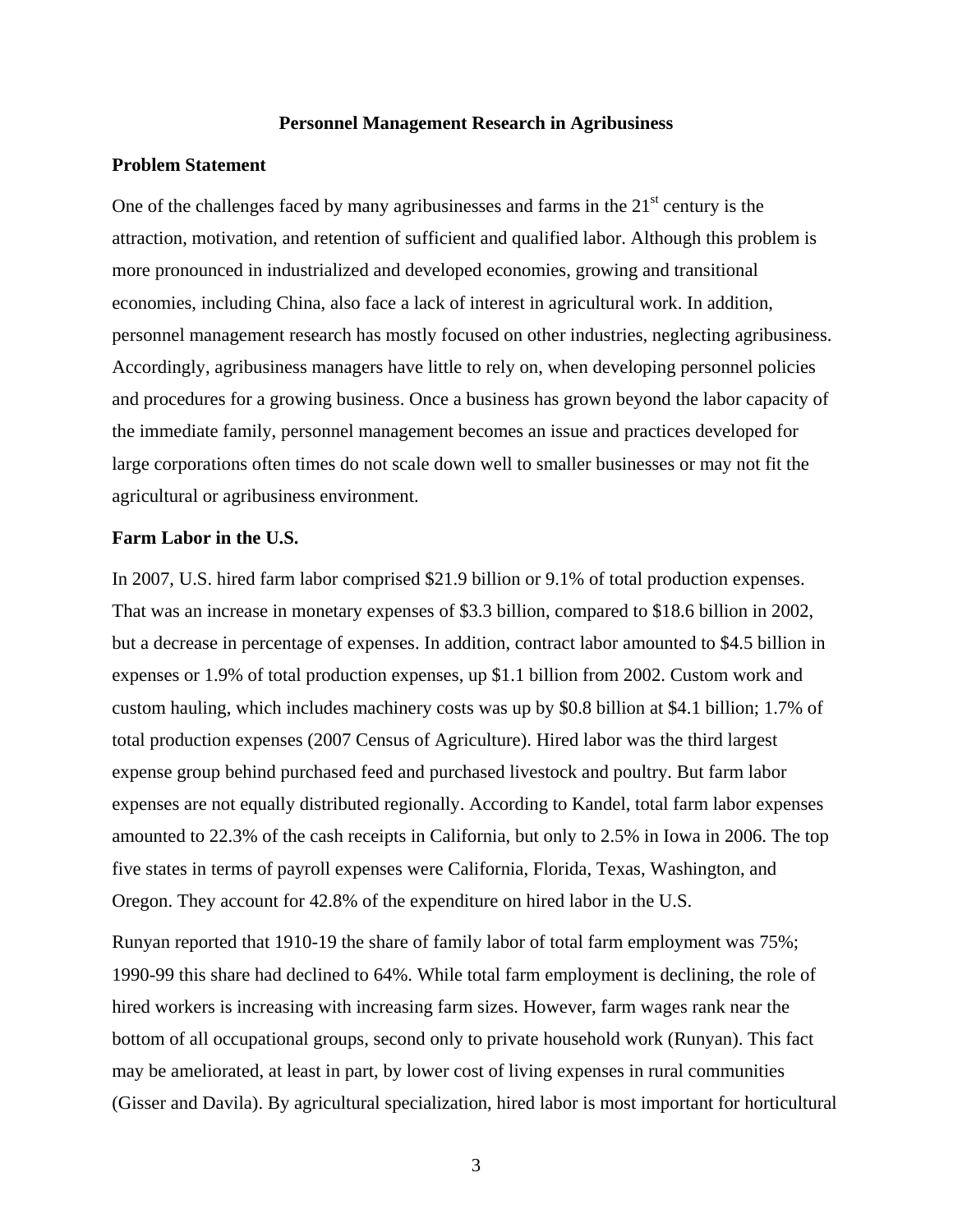**Personnel Management Research in Agribusiness**

## Problem Statement

One of the challenges faced by many agribusinesses and farms in the 21st century is the attraction, motivation, and retention of sufficient and qualified labor. Although this problem is more pronounced in industrialized and developed economies, growing and transitional economies, including China, also face a lack of interest in agricultural work. In addition, personnel management research has mostly focused on other industries, neglecting agribusiness. Accordingly, agribusiness managers have little to rely on, when developing personnel policies and procedures for a growing business. Once a business has grown beyond the labor capacity of the immediate family, personnel management becomes an issue and practices developed for large corporations often times do not scale down well to smaller businesses or may not fit the agricultural or agribusiness environment.

## Farm Labor in the U.S.

In 2007, U.S. hired farm labor comprised $21.9 billion or 9.1% of total production expenses. That was an increase in monetary expenses of $3.3 billion, compared to $18.6 billion in 2002, but a decrease in percentage of expenses. In addition, contract labor amounted to $4.5 billion in expenses or 1.9% of total production expenses, up $1.1 billion from 2002. Custom work and custom hauling, which includes machinery costs was up by $0.8 billion at $4.1 billion; 1.7% of total production expenses (2007 Census of Agriculture). Hired labor was the third largest expense group behind purchased feed and purchased livestock and poultry. But farm labor expenses are not equally distributed regionally. According to Kandel, total farm labor expenses amounted to 22.3% of the cash receipts in California, but only to 2.5% in Iowa in 2006. The top five states in terms of payroll expenses were California, Florida, Texas, Washington, and Oregon. They account for 42.8% of the expenditure on hired labor in the U.S.

Runyan reported that 1910-19 the share of family labor of total farm employment was 75%; 1990-99 this share had declined to 64%. While total farm employment is declining, the role of hired workers is increasing with increasing farm sizes. However, farm wages rank near the bottom of all occupational groups, second only to private household work (Runyan). This fact may be ameliorated, at least in part, by lower cost of living expenses in rural communities (Gisser and Davila). By agricultural specialization, hired labor is most important for horticultural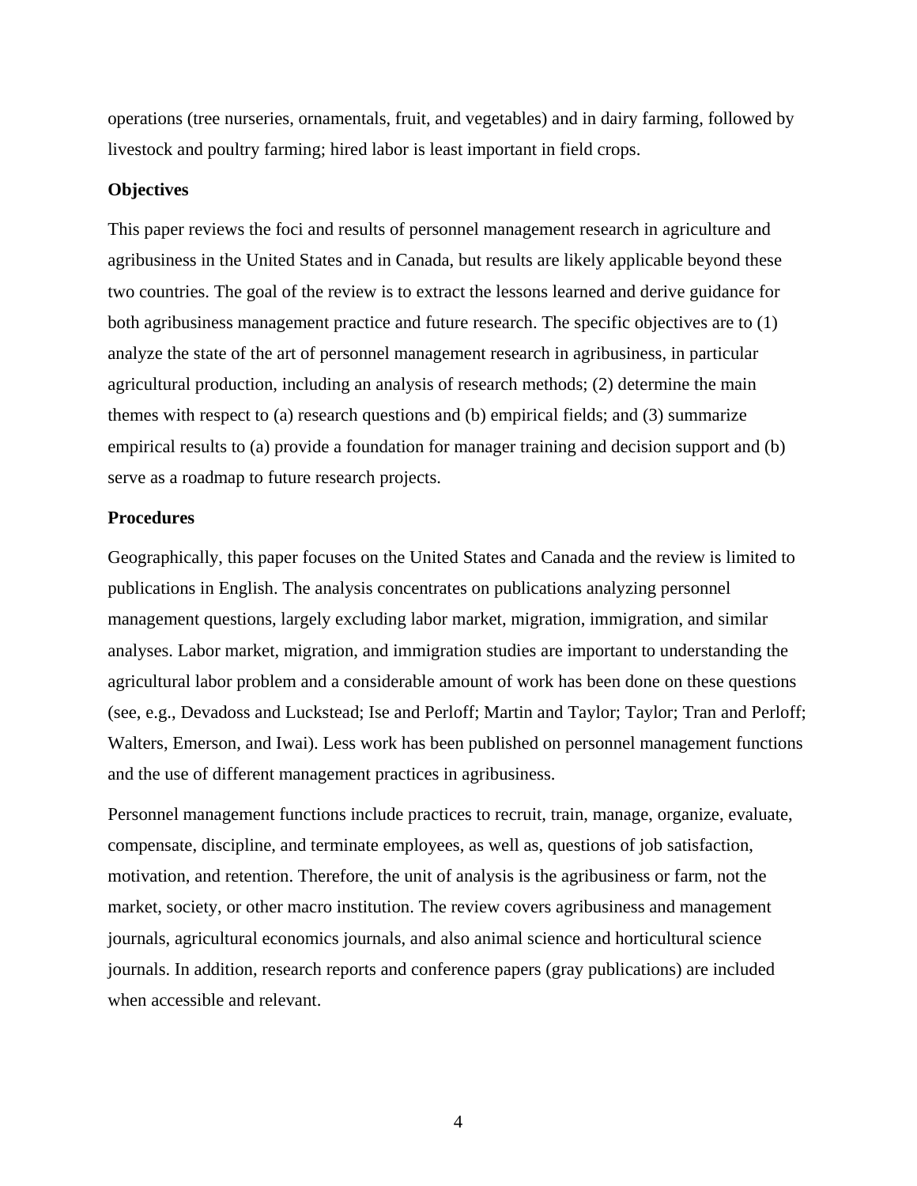operations (tree nurseries, ornamentals, fruit, and vegetables) and in dairy farming, followed by livestock and poultry farming; hired labor is least important in field crops.

**Objectives**

This paper reviews the foci and results of personnel management research in agriculture and agribusiness in the United States and in Canada, but results are likely applicable beyond these two countries. The goal of the review is to extract the lessons learned and derive guidance for both agribusiness management practice and future research. The specific objectives are to (1) analyze the state of the art of personnel management research in agribusiness, in particular agricultural production, including an analysis of research methods; (2) determine the main themes with respect to (a) research questions and (b) empirical fields; and (3) summarize empirical results to (a) provide a foundation for manager training and decision support and (b) serve as a roadmap to future research projects.

**Procedures**

Geographically, this paper focuses on the United States and Canada and the review is limited to publications in English. The analysis concentrates on publications analyzing personnel management questions, largely excluding labor market, migration, immigration, and similar analyses. Labor market, migration, and immigration studies are important to understanding the agricultural labor problem and a considerable amount of work has been done on these questions (see, e.g., Devadoss and Luckstead; Ise and Perloff; Martin and Taylor; Taylor; Tran and Perloff; Walters, Emerson, and Iwai). Less work has been published on personnel management functions and the use of different management practices in agribusiness.

Personnel management functions include practices to recruit, train, manage, organize, evaluate, compensate, discipline, and terminate employees, as well as, questions of job satisfaction, motivation, and retention. Therefore, the unit of analysis is the agribusiness or farm, not the market, society, or other macro institution. The review covers agribusiness and management journals, agricultural economics journals, and also animal science and horticultural science journals. In addition, research reports and conference papers (gray publications) are included when accessible and relevant.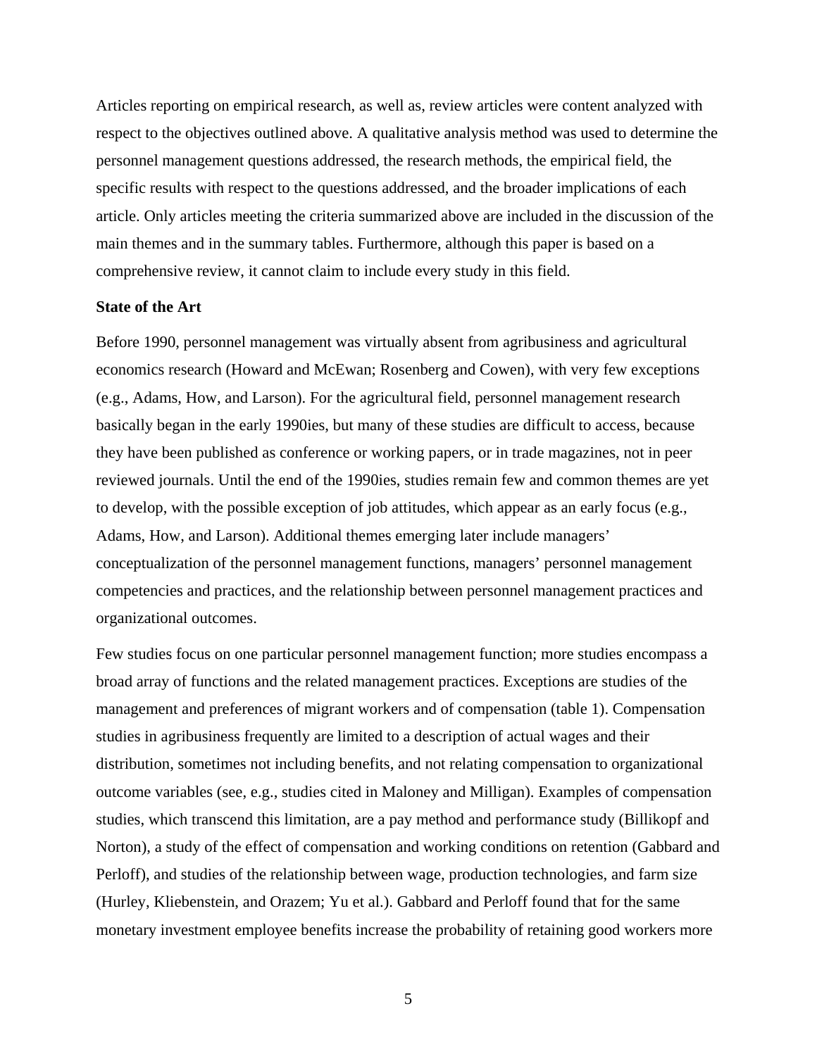Articles reporting on empirical research, as well as, review articles were content analyzed with respect to the objectives outlined above. A qualitative analysis method was used to determine the personnel management questions addressed, the research methods, the empirical field, the specific results with respect to the questions addressed, and the broader implications of each article. Only articles meeting the criteria summarized above are included in the discussion of the main themes and in the summary tables. Furthermore, although this paper is based on a comprehensive review, it cannot claim to include every study in this field.

**State of the Art**

Before 1990, personnel management was virtually absent from agribusiness and agricultural economics research (Howard and McEwan; Rosenberg and Cowen), with very few exceptions (e.g., Adams, How, and Larson). For the agricultural field, personnel management research basically began in the early 1990ies, but many of these studies are difficult to access, because they have been published as conference or working papers, or in trade magazines, not in peer reviewed journals. Until the end of the 1990ies, studies remain few and common themes are yet to develop, with the possible exception of job attitudes, which appear as an early focus (e.g., Adams, How, and Larson). Additional themes emerging later include managers' conceptualization of the personnel management functions, managers' personnel management competencies and practices, and the relationship between personnel management practices and organizational outcomes.

Few studies focus on one particular personnel management function; more studies encompass a broad array of functions and the related management practices. Exceptions are studies of the management and preferences of migrant workers and of compensation (table 1). Compensation studies in agribusiness frequently are limited to a description of actual wages and their distribution, sometimes not including benefits, and not relating compensation to organizational outcome variables (see, e.g., studies cited in Maloney and Milligan). Examples of compensation studies, which transcend this limitation, are a pay method and performance study (Billikopf and Norton), a study of the effect of compensation and working conditions on retention (Gabbard and Perloff), and studies of the relationship between wage, production technologies, and farm size (Hurley, Kliebenstein, and Orazem; Yu et al.). Gabbard and Perloff found that for the same monetary investment employee benefits increase the probability of retaining good workers more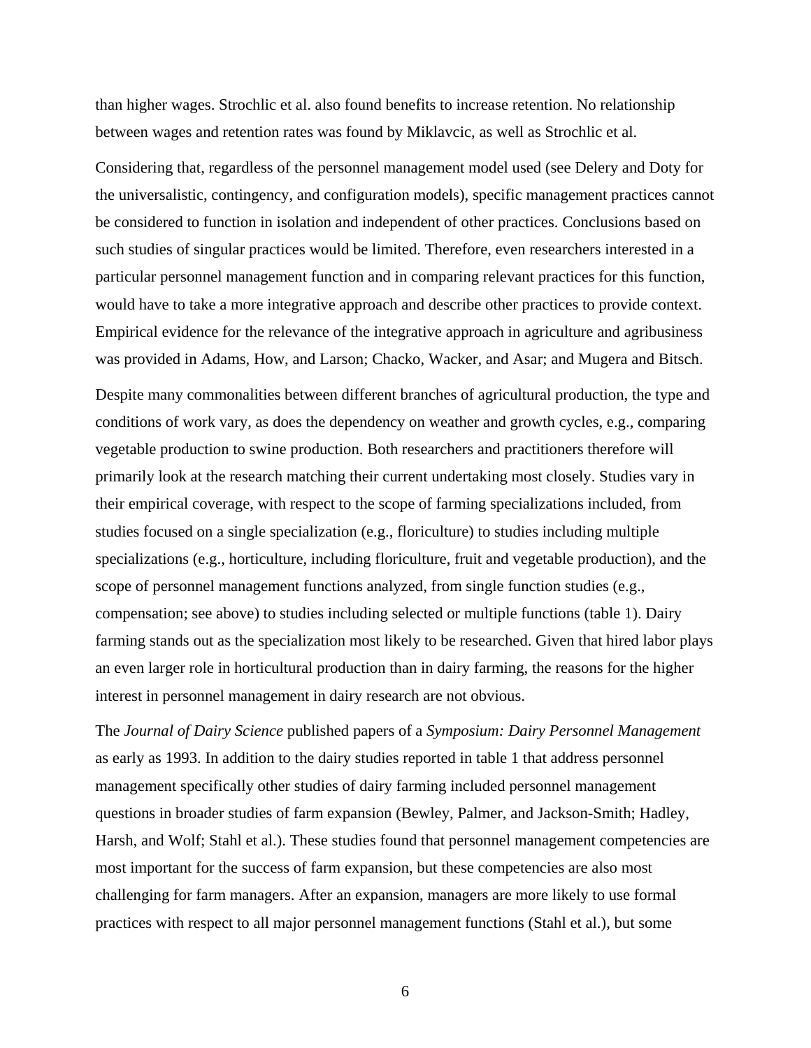than higher wages. Strochlic et al. also found benefits to increase retention. No relationship between wages and retention rates was found by Miklavcic, as well as Strochlic et al.

Considering that, regardless of the personnel management model used (see Delery and Doty for the universalistic, contingency, and configuration models), specific management practices cannot be considered to function in isolation and independent of other practices. Conclusions based on such studies of singular practices would be limited. Therefore, even researchers interested in a particular personnel management function and in comparing relevant practices for this function, would have to take a more integrative approach and describe other practices to provide context. Empirical evidence for the relevance of the integrative approach in agriculture and agribusiness was provided in Adams, How, and Larson; Chacko, Wacker, and Asar; and Mugera and Bitsch.

Despite many commonalities between different branches of agricultural production, the type and conditions of work vary, as does the dependency on weather and growth cycles, e.g., comparing vegetable production to swine production. Both researchers and practitioners therefore will primarily look at the research matching their current undertaking most closely. Studies vary in their empirical coverage, with respect to the scope of farming specializations included, from studies focused on a single specialization (e.g., floriculture) to studies including multiple specializations (e.g., horticulture, including floriculture, fruit and vegetable production), and the scope of personnel management functions analyzed, from single function studies (e.g., compensation; see above) to studies including selected or multiple functions (table 1). Dairy farming stands out as the specialization most likely to be researched. Given that hired labor plays an even larger role in horticultural production than in dairy farming, the reasons for the higher interest in personnel management in dairy research are not obvious.

The *Journal of Dairy Science* published papers of a *Symposium: Dairy Personnel Management* as early as 1993. In addition to the dairy studies reported in table 1 that address personnel management specifically other studies of dairy farming included personnel management questions in broader studies of farm expansion (Bewley, Palmer, and Jackson-Smith; Hadley, Harsh, and Wolf; Stahl et al.). These studies found that personnel management competencies are most important for the success of farm expansion, but these competencies are also most challenging for farm managers. After an expansion, managers are more likely to use formal practices with respect to all major personnel management functions (Stahl et al.), but some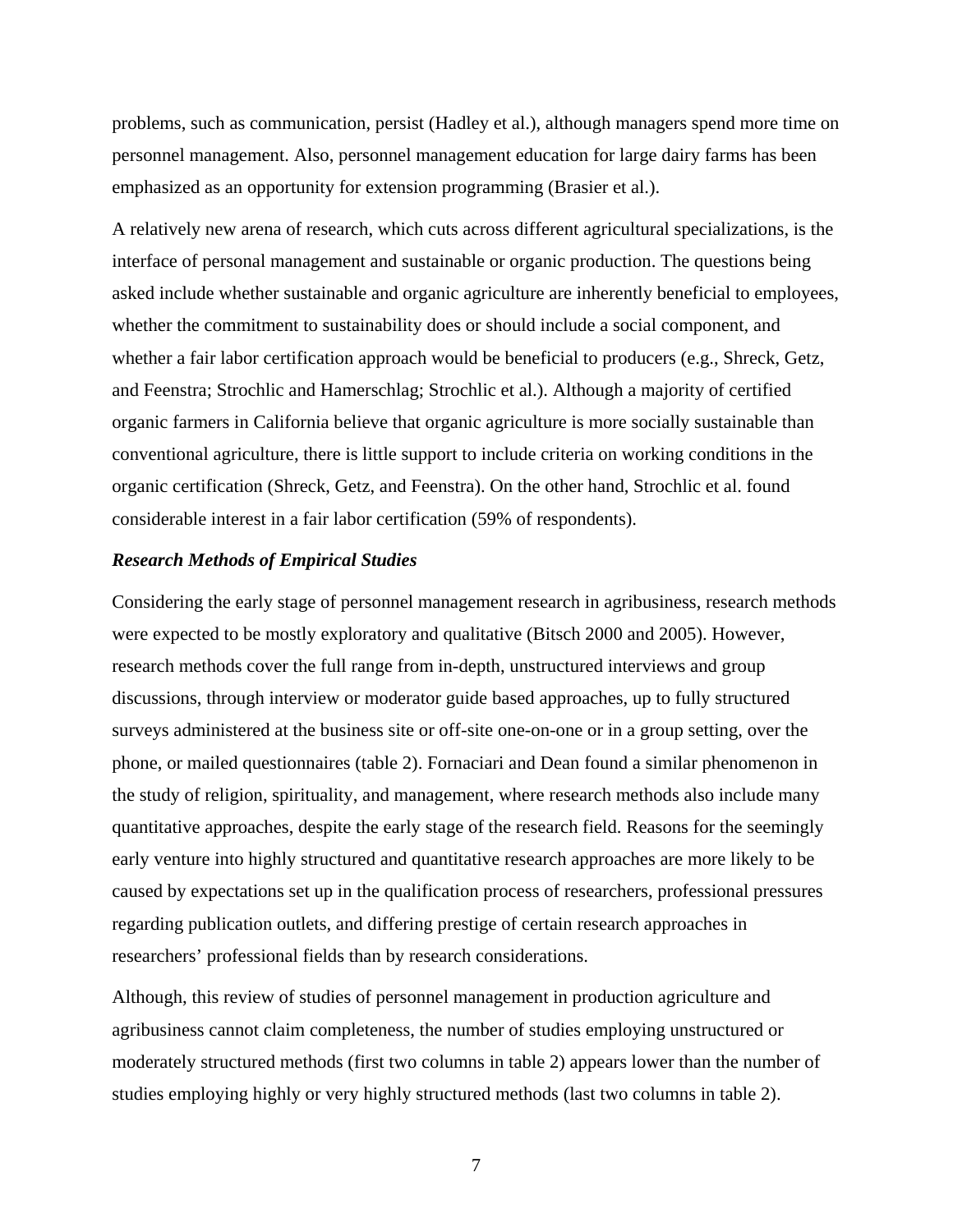problems, such as communication, persist (Hadley et al.), although managers spend more time on personnel management. Also, personnel management education for large dairy farms has been emphasized as an opportunity for extension programming (Brasier et al.).

A relatively new arena of research, which cuts across different agricultural specializations, is the interface of personal management and sustainable or organic production. The questions being asked include whether sustainable and organic agriculture are inherently beneficial to employees, whether the commitment to sustainability does or should include a social component, and whether a fair labor certification approach would be beneficial to producers (e.g., Shreck, Getz, and Feenstra; Strochlic and Hamerschlag; Strochlic et al.). Although a majority of certified organic farmers in California believe that organic agriculture is more socially sustainable than conventional agriculture, there is little support to include criteria on working conditions in the organic certification (Shreck, Getz, and Feenstra). On the other hand, Strochlic et al. found considerable interest in a fair labor certification (59% of respondents).

### *Research Methods of Empirical Studies*

Considering the early stage of personnel management research in agribusiness, research methods were expected to be mostly exploratory and qualitative (Bitsch 2000 and 2005). However, research methods cover the full range from in-depth, unstructured interviews and group discussions, through interview or moderator guide based approaches, up to fully structured surveys administered at the business site or off-site one-on-one or in a group setting, over the phone, or mailed questionnaires (table 2). Fornaciari and Dean found a similar phenomenon in the study of religion, spirituality, and management, where research methods also include many quantitative approaches, despite the early stage of the research field. Reasons for the seemingly early venture into highly structured and quantitative research approaches are more likely to be caused by expectations set up in the qualification process of researchers, professional pressures regarding publication outlets, and differing prestige of certain research approaches in researchers' professional fields than by research considerations.

Although, this review of studies of personnel management in production agriculture and agribusiness cannot claim completeness, the number of studies employing unstructured or moderately structured methods (first two columns in table 2) appears lower than the number of studies employing highly or very highly structured methods (last two columns in table 2).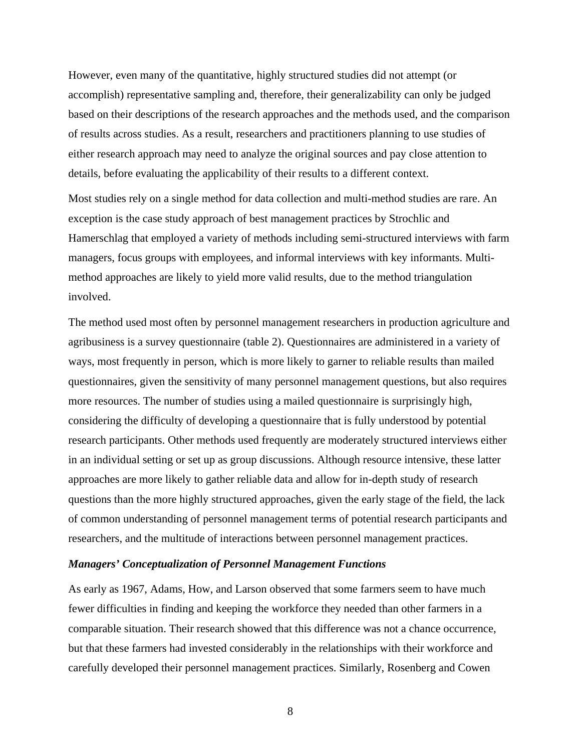However, even many of the quantitative, highly structured studies did not attempt (or accomplish) representative sampling and, therefore, their generalizability can only be judged based on their descriptions of the research approaches and the methods used, and the comparison of results across studies. As a result, researchers and practitioners planning to use studies of either research approach may need to analyze the original sources and pay close attention to details, before evaluating the applicability of their results to a different context.

Most studies rely on a single method for data collection and multi-method studies are rare. An exception is the case study approach of best management practices by Strochlic and Hamerschlag that employed a variety of methods including semi-structured interviews with farm managers, focus groups with employees, and informal interviews with key informants. Multi-method approaches are likely to yield more valid results, due to the method triangulation involved.

The method used most often by personnel management researchers in production agriculture and agribusiness is a survey questionnaire (table 2). Questionnaires are administered in a variety of ways, most frequently in person, which is more likely to garner to reliable results than mailed questionnaires, given the sensitivity of many personnel management questions, but also requires more resources. The number of studies using a mailed questionnaire is surprisingly high, considering the difficulty of developing a questionnaire that is fully understood by potential research participants. Other methods used frequently are moderately structured interviews either in an individual setting or set up as group discussions. Although resource intensive, these latter approaches are more likely to gather reliable data and allow for in-depth study of research questions than the more highly structured approaches, given the early stage of the field, the lack of common understanding of personnel management terms of potential research participants and researchers, and the multitude of interactions between personnel management practices.

### *Managers' Conceptualization of Personnel Management Functions*

As early as 1967, Adams, How, and Larson observed that some farmers seem to have much fewer difficulties in finding and keeping the workforce they needed than other farmers in a comparable situation. Their research showed that this difference was not a chance occurrence, but that these farmers had invested considerably in the relationships with their workforce and carefully developed their personnel management practices. Similarly, Rosenberg and Cowen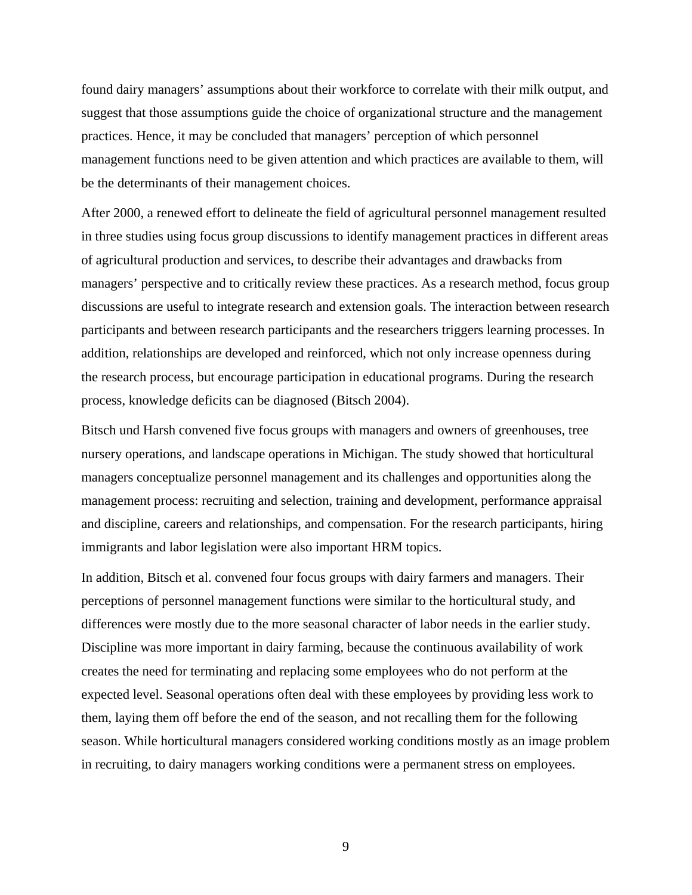found dairy managers' assumptions about their workforce to correlate with their milk output, and suggest that those assumptions guide the choice of organizational structure and the management practices. Hence, it may be concluded that managers' perception of which personnel management functions need to be given attention and which practices are available to them, will be the determinants of their management choices.

After 2000, a renewed effort to delineate the field of agricultural personnel management resulted in three studies using focus group discussions to identify management practices in different areas of agricultural production and services, to describe their advantages and drawbacks from managers' perspective and to critically review these practices. As a research method, focus group discussions are useful to integrate research and extension goals. The interaction between research participants and between research participants and the researchers triggers learning processes. In addition, relationships are developed and reinforced, which not only increase openness during the research process, but encourage participation in educational programs. During the research process, knowledge deficits can be diagnosed (Bitsch 2004).

Bitsch und Harsh convened five focus groups with managers and owners of greenhouses, tree nursery operations, and landscape operations in Michigan. The study showed that horticultural managers conceptualize personnel management and its challenges and opportunities along the management process: recruiting and selection, training and development, performance appraisal and discipline, careers and relationships, and compensation. For the research participants, hiring immigrants and labor legislation were also important HRM topics.

In addition, Bitsch et al. convened four focus groups with dairy farmers and managers. Their perceptions of personnel management functions were similar to the horticultural study, and differences were mostly due to the more seasonal character of labor needs in the earlier study. Discipline was more important in dairy farming, because the continuous availability of work creates the need for terminating and replacing some employees who do not perform at the expected level. Seasonal operations often deal with these employees by providing less work to them, laying them off before the end of the season, and not recalling them for the following season. While horticultural managers considered working conditions mostly as an image problem in recruiting, to dairy managers working conditions were a permanent stress on employees.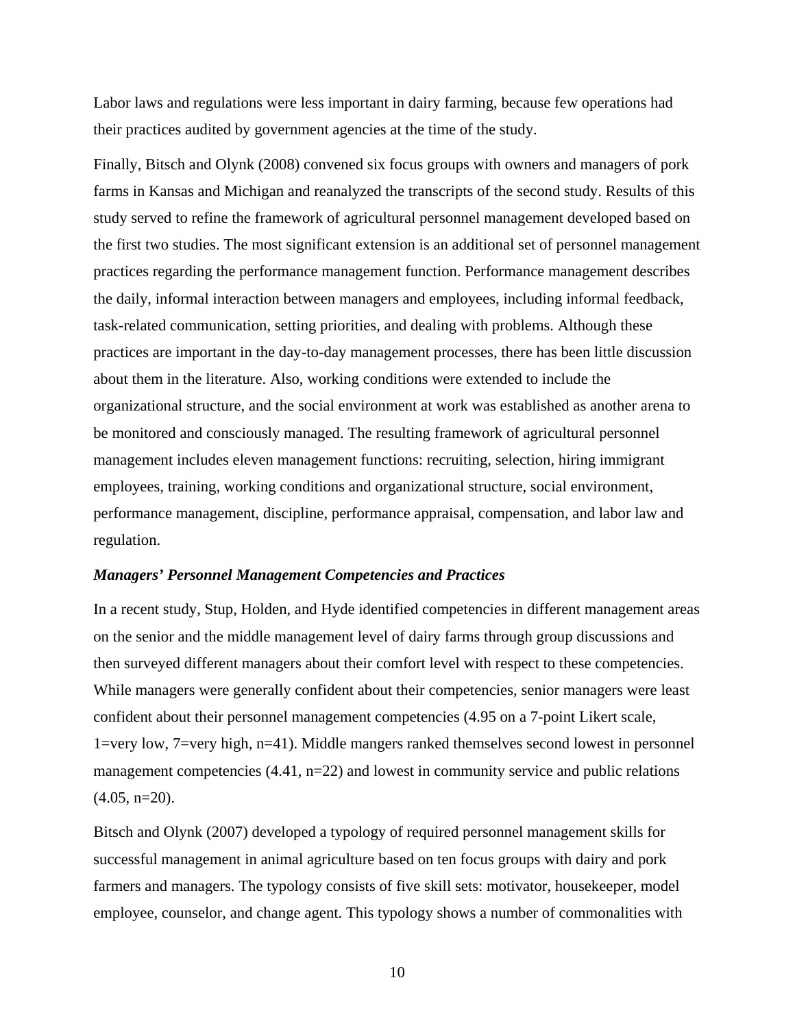Labor laws and regulations were less important in dairy farming, because few operations had their practices audited by government agencies at the time of the study.

Finally, Bitsch and Olynk (2008) convened six focus groups with owners and managers of pork farms in Kansas and Michigan and reanalyzed the transcripts of the second study. Results of this study served to refine the framework of agricultural personnel management developed based on the first two studies. The most significant extension is an additional set of personnel management practices regarding the performance management function. Performance management describes the daily, informal interaction between managers and employees, including informal feedback, task-related communication, setting priorities, and dealing with problems. Although these practices are important in the day-to-day management processes, there has been little discussion about them in the literature. Also, working conditions were extended to include the organizational structure, and the social environment at work was established as another arena to be monitored and consciously managed. The resulting framework of agricultural personnel management includes eleven management functions: recruiting, selection, hiring immigrant employees, training, working conditions and organizational structure, social environment, performance management, discipline, performance appraisal, compensation, and labor law and regulation.

### *Managers' Personnel Management Competencies and Practices*

In a recent study, Stup, Holden, and Hyde identified competencies in different management areas on the senior and the middle management level of dairy farms through group discussions and then surveyed different managers about their comfort level with respect to these competencies. While managers were generally confident about their competencies, senior managers were least confident about their personnel management competencies (4.95 on a 7-point Likert scale, 1=very low, 7=very high, n=41). Middle mangers ranked themselves second lowest in personnel management competencies (4.41, n=22) and lowest in community service and public relations (4.05, n=20).

Bitsch and Olynk (2007) developed a typology of required personnel management skills for successful management in animal agriculture based on ten focus groups with dairy and pork farmers and managers. The typology consists of five skill sets: motivator, housekeeper, model employee, counselor, and change agent. This typology shows a number of commonalities with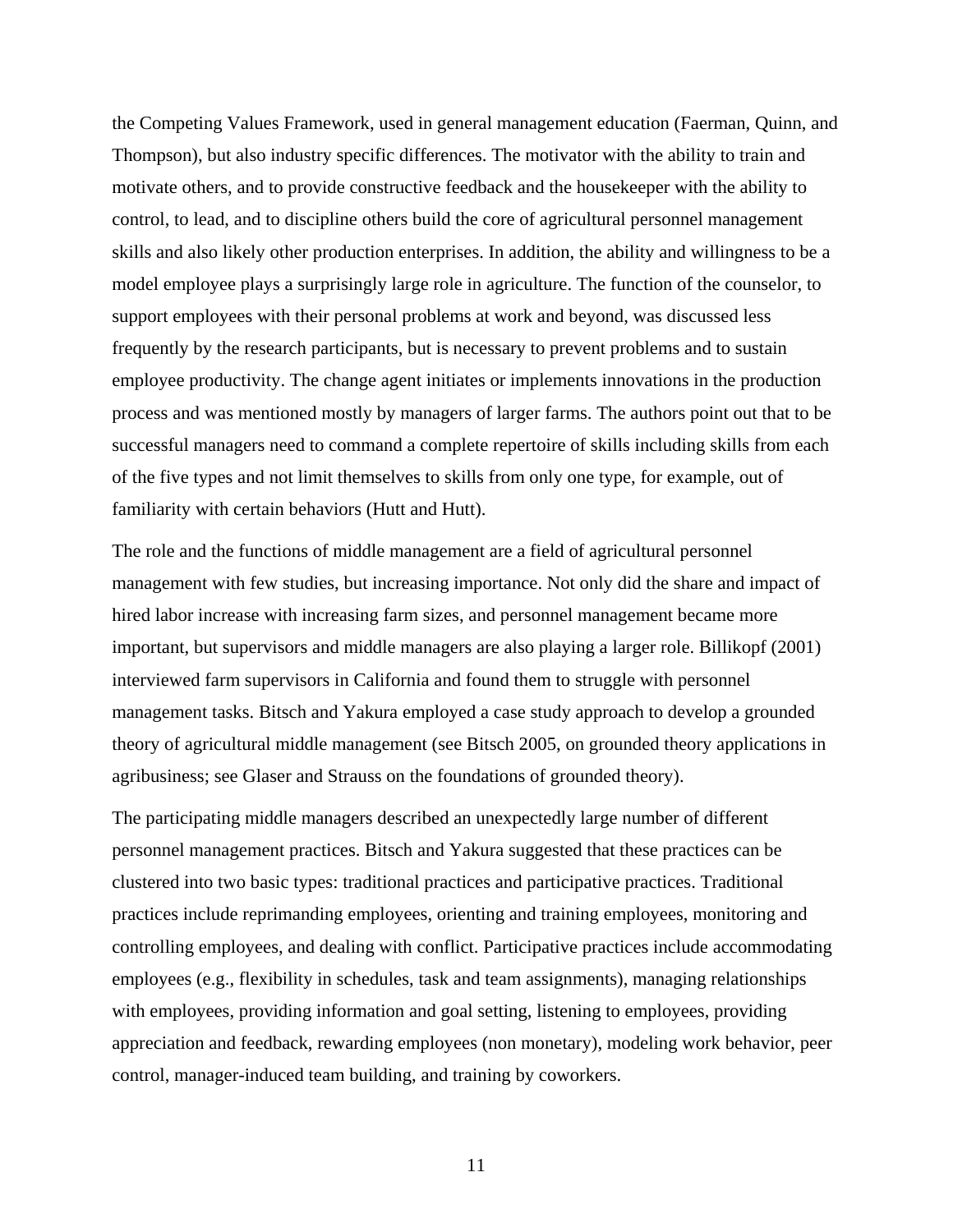the Competing Values Framework, used in general management education (Faerman, Quinn, and Thompson), but also industry specific differences. The motivator with the ability to train and motivate others, and to provide constructive feedback and the housekeeper with the ability to control, to lead, and to discipline others build the core of agricultural personnel management skills and also likely other production enterprises. In addition, the ability and willingness to be a model employee plays a surprisingly large role in agriculture. The function of the counselor, to support employees with their personal problems at work and beyond, was discussed less frequently by the research participants, but is necessary to prevent problems and to sustain employee productivity. The change agent initiates or implements innovations in the production process and was mentioned mostly by managers of larger farms. The authors point out that to be successful managers need to command a complete repertoire of skills including skills from each of the five types and not limit themselves to skills from only one type, for example, out of familiarity with certain behaviors (Hutt and Hutt).

The role and the functions of middle management are a field of agricultural personnel management with few studies, but increasing importance. Not only did the share and impact of hired labor increase with increasing farm sizes, and personnel management became more important, but supervisors and middle managers are also playing a larger role. Billikopf (2001) interviewed farm supervisors in California and found them to struggle with personnel management tasks. Bitsch and Yakura employed a case study approach to develop a grounded theory of agricultural middle management (see Bitsch 2005, on grounded theory applications in agribusiness; see Glaser and Strauss on the foundations of grounded theory).

The participating middle managers described an unexpectedly large number of different personnel management practices. Bitsch and Yakura suggested that these practices can be clustered into two basic types: traditional practices and participative practices. Traditional practices include reprimanding employees, orienting and training employees, monitoring and controlling employees, and dealing with conflict. Participative practices include accommodating employees (e.g., flexibility in schedules, task and team assignments), managing relationships with employees, providing information and goal setting, listening to employees, providing appreciation and feedback, rewarding employees (non monetary), modeling work behavior, peer control, manager-induced team building, and training by coworkers.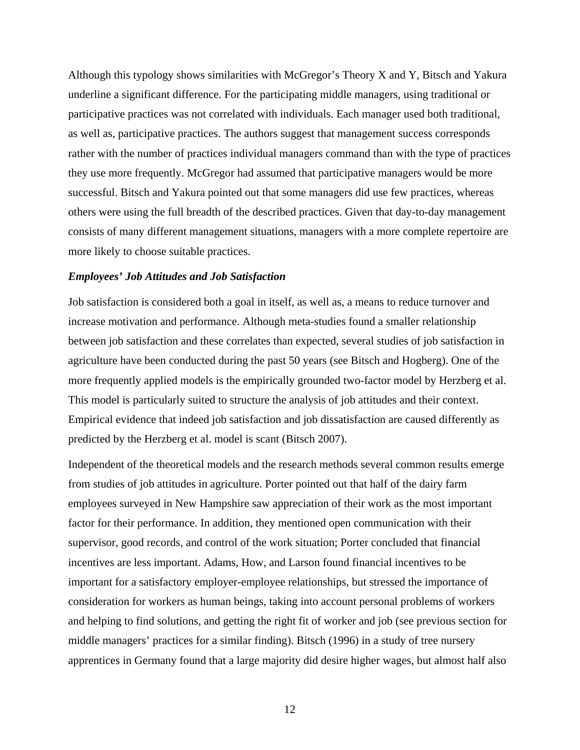Although this typology shows similarities with McGregor's Theory X and Y, Bitsch and Yakura underline a significant difference. For the participating middle managers, using traditional or participative practices was not correlated with individuals. Each manager used both traditional, as well as, participative practices. The authors suggest that management success corresponds rather with the number of practices individual managers command than with the type of practices they use more frequently. McGregor had assumed that participative managers would be more successful. Bitsch and Yakura pointed out that some managers did use few practices, whereas others were using the full breadth of the described practices. Given that day-to-day management consists of many different management situations, managers with a more complete repertoire are more likely to choose suitable practices.

### *Employees' Job Attitudes and Job Satisfaction*

Job satisfaction is considered both a goal in itself, as well as, a means to reduce turnover and increase motivation and performance. Although meta-studies found a smaller relationship between job satisfaction and these correlates than expected, several studies of job satisfaction in agriculture have been conducted during the past 50 years (see Bitsch and Hogberg). One of the more frequently applied models is the empirically grounded two-factor model by Herzberg et al. This model is particularly suited to structure the analysis of job attitudes and their context. Empirical evidence that indeed job satisfaction and job dissatisfaction are caused differently as predicted by the Herzberg et al. model is scant (Bitsch 2007).

Independent of the theoretical models and the research methods several common results emerge from studies of job attitudes in agriculture. Porter pointed out that half of the dairy farm employees surveyed in New Hampshire saw appreciation of their work as the most important factor for their performance. In addition, they mentioned open communication with their supervisor, good records, and control of the work situation; Porter concluded that financial incentives are less important. Adams, How, and Larson found financial incentives to be important for a satisfactory employer-employee relationships, but stressed the importance of consideration for workers as human beings, taking into account personal problems of workers and helping to find solutions, and getting the right fit of worker and job (see previous section for middle managers' practices for a similar finding). Bitsch (1996) in a study of tree nursery apprentices in Germany found that a large majority did desire higher wages, but almost half also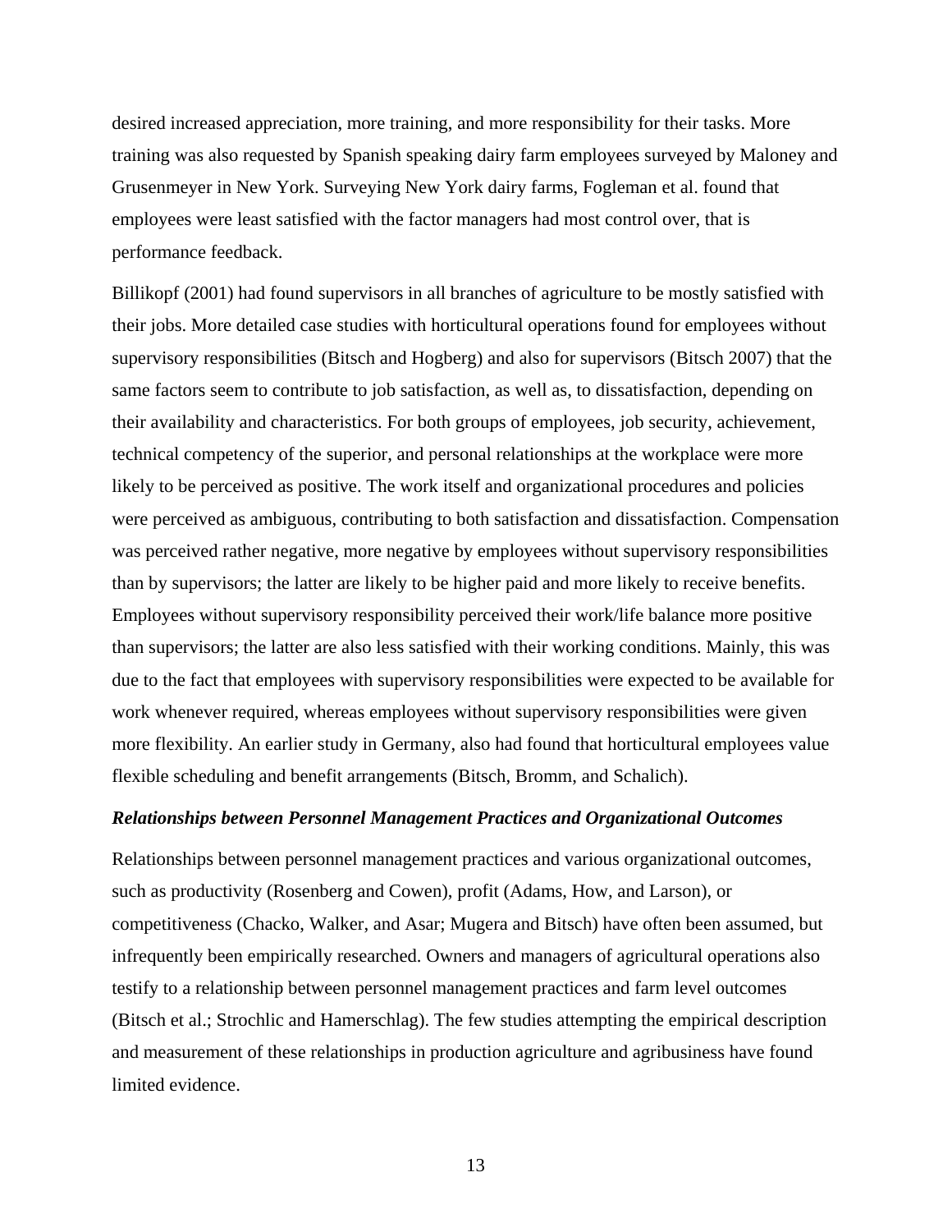desired increased appreciation, more training, and more responsibility for their tasks. More training was also requested by Spanish speaking dairy farm employees surveyed by Maloney and Grusenmeyer in New York. Surveying New York dairy farms, Fogleman et al. found that employees were least satisfied with the factor managers had most control over, that is performance feedback.

Billikopf (2001) had found supervisors in all branches of agriculture to be mostly satisfied with their jobs. More detailed case studies with horticultural operations found for employees without supervisory responsibilities (Bitsch and Hogberg) and also for supervisors (Bitsch 2007) that the same factors seem to contribute to job satisfaction, as well as, to dissatisfaction, depending on their availability and characteristics. For both groups of employees, job security, achievement, technical competency of the superior, and personal relationships at the workplace were more likely to be perceived as positive. The work itself and organizational procedures and policies were perceived as ambiguous, contributing to both satisfaction and dissatisfaction. Compensation was perceived rather negative, more negative by employees without supervisory responsibilities than by supervisors; the latter are likely to be higher paid and more likely to receive benefits. Employees without supervisory responsibility perceived their work/life balance more positive than supervisors; the latter are also less satisfied with their working conditions. Mainly, this was due to the fact that employees with supervisory responsibilities were expected to be available for work whenever required, whereas employees without supervisory responsibilities were given more flexibility. An earlier study in Germany, also had found that horticultural employees value flexible scheduling and benefit arrangements (Bitsch, Bromm, and Schalich).

***Relationships between Personnel Management Practices and Organizational Outcomes***

Relationships between personnel management practices and various organizational outcomes, such as productivity (Rosenberg and Cowen), profit (Adams, How, and Larson), or competitiveness (Chacko, Walker, and Asar; Mugera and Bitsch) have often been assumed, but infrequently been empirically researched. Owners and managers of agricultural operations also testify to a relationship between personnel management practices and farm level outcomes (Bitsch et al.; Strochlic and Hamerschlag). The few studies attempting the empirical description and measurement of these relationships in production agriculture and agribusiness have found limited evidence.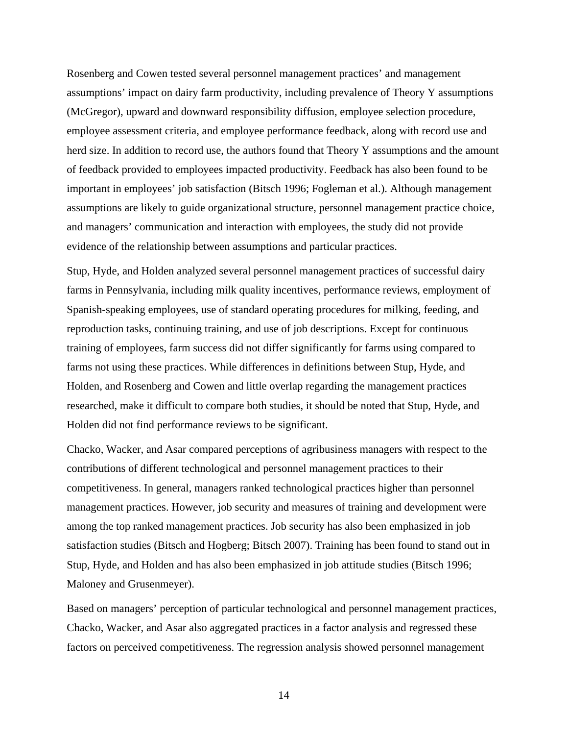Rosenberg and Cowen tested several personnel management practices' and management assumptions' impact on dairy farm productivity, including prevalence of Theory Y assumptions (McGregor), upward and downward responsibility diffusion, employee selection procedure, employee assessment criteria, and employee performance feedback, along with record use and herd size. In addition to record use, the authors found that Theory Y assumptions and the amount of feedback provided to employees impacted productivity. Feedback has also been found to be important in employees' job satisfaction (Bitsch 1996; Fogleman et al.). Although management assumptions are likely to guide organizational structure, personnel management practice choice, and managers' communication and interaction with employees, the study did not provide evidence of the relationship between assumptions and particular practices.

Stup, Hyde, and Holden analyzed several personnel management practices of successful dairy farms in Pennsylvania, including milk quality incentives, performance reviews, employment of Spanish-speaking employees, use of standard operating procedures for milking, feeding, and reproduction tasks, continuing training, and use of job descriptions. Except for continuous training of employees, farm success did not differ significantly for farms using compared to farms not using these practices. While differences in definitions between Stup, Hyde, and Holden, and Rosenberg and Cowen and little overlap regarding the management practices researched, make it difficult to compare both studies, it should be noted that Stup, Hyde, and Holden did not find performance reviews to be significant.

Chacko, Wacker, and Asar compared perceptions of agribusiness managers with respect to the contributions of different technological and personnel management practices to their competitiveness. In general, managers ranked technological practices higher than personnel management practices. However, job security and measures of training and development were among the top ranked management practices. Job security has also been emphasized in job satisfaction studies (Bitsch and Hogberg; Bitsch 2007). Training has been found to stand out in Stup, Hyde, and Holden and has also been emphasized in job attitude studies (Bitsch 1996; Maloney and Grusenmeyer).

Based on managers' perception of particular technological and personnel management practices, Chacko, Wacker, and Asar also aggregated practices in a factor analysis and regressed these factors on perceived competitiveness. The regression analysis showed personnel management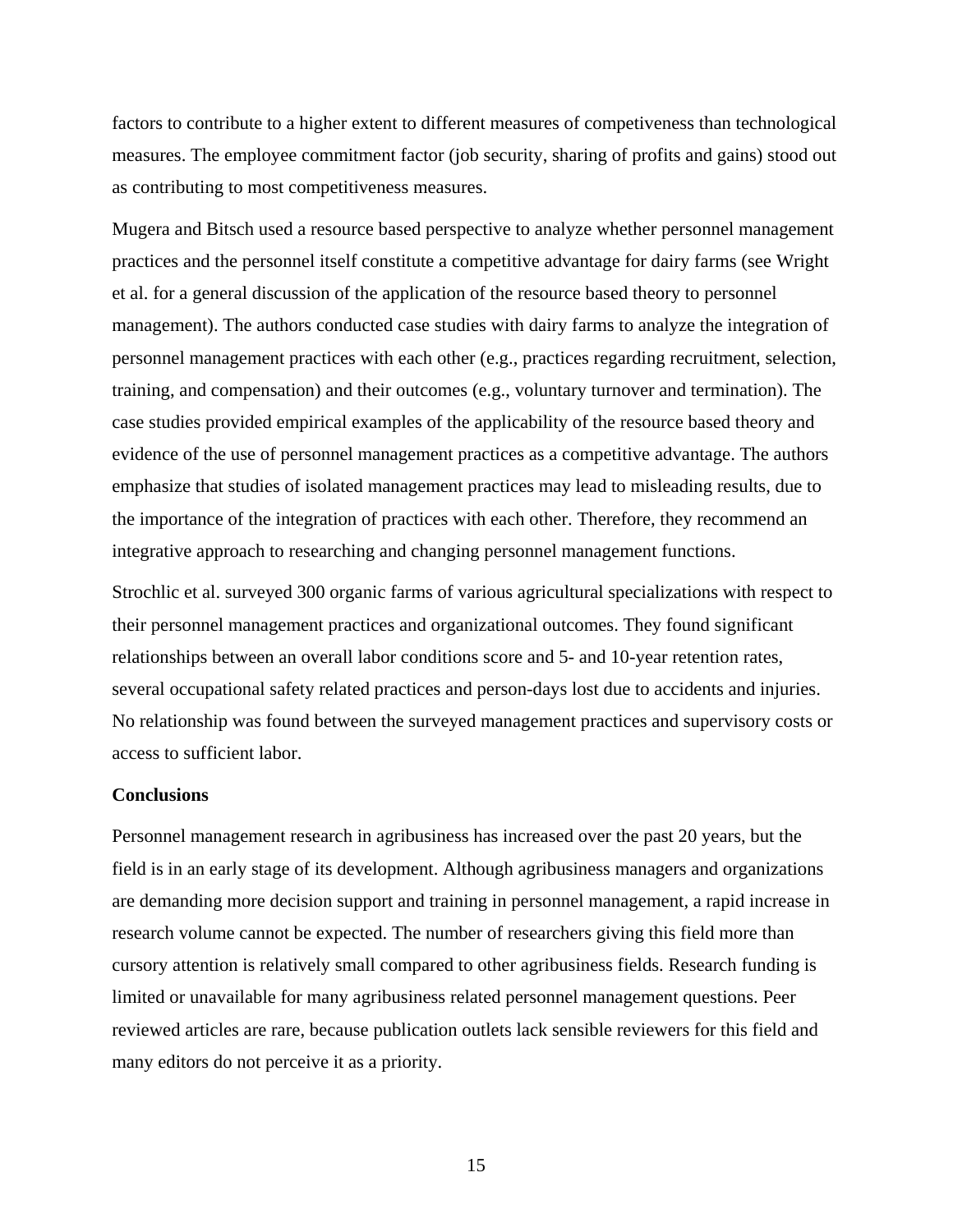factors to contribute to a higher extent to different measures of competiveness than technological measures. The employee commitment factor (job security, sharing of profits and gains) stood out as contributing to most competitiveness measures.

Mugera and Bitsch used a resource based perspective to analyze whether personnel management practices and the personnel itself constitute a competitive advantage for dairy farms (see Wright et al. for a general discussion of the application of the resource based theory to personnel management). The authors conducted case studies with dairy farms to analyze the integration of personnel management practices with each other (e.g., practices regarding recruitment, selection, training, and compensation) and their outcomes (e.g., voluntary turnover and termination). The case studies provided empirical examples of the applicability of the resource based theory and evidence of the use of personnel management practices as a competitive advantage. The authors emphasize that studies of isolated management practices may lead to misleading results, due to the importance of the integration of practices with each other. Therefore, they recommend an integrative approach to researching and changing personnel management functions.

Strochlic et al. surveyed 300 organic farms of various agricultural specializations with respect to their personnel management practices and organizational outcomes. They found significant relationships between an overall labor conditions score and 5- and 10-year retention rates, several occupational safety related practices and person-days lost due to accidents and injuries. No relationship was found between the surveyed management practices and supervisory costs or access to sufficient labor.

**Conclusions**

Personnel management research in agribusiness has increased over the past 20 years, but the field is in an early stage of its development. Although agribusiness managers and organizations are demanding more decision support and training in personnel management, a rapid increase in research volume cannot be expected. The number of researchers giving this field more than cursory attention is relatively small compared to other agribusiness fields. Research funding is limited or unavailable for many agribusiness related personnel management questions. Peer reviewed articles are rare, because publication outlets lack sensible reviewers for this field and many editors do not perceive it as a priority.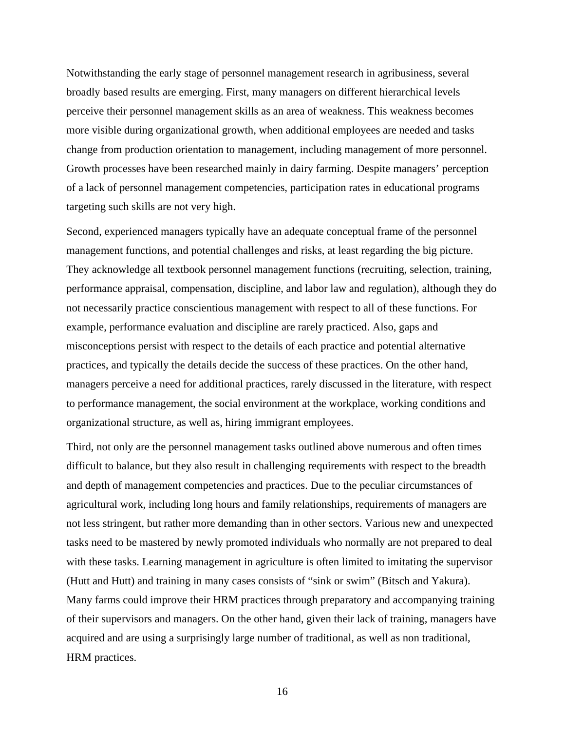Notwithstanding the early stage of personnel management research in agribusiness, several broadly based results are emerging. First, many managers on different hierarchical levels perceive their personnel management skills as an area of weakness. This weakness becomes more visible during organizational growth, when additional employees are needed and tasks change from production orientation to management, including management of more personnel. Growth processes have been researched mainly in dairy farming. Despite managers' perception of a lack of personnel management competencies, participation rates in educational programs targeting such skills are not very high.

Second, experienced managers typically have an adequate conceptual frame of the personnel management functions, and potential challenges and risks, at least regarding the big picture. They acknowledge all textbook personnel management functions (recruiting, selection, training, performance appraisal, compensation, discipline, and labor law and regulation), although they do not necessarily practice conscientious management with respect to all of these functions. For example, performance evaluation and discipline are rarely practiced. Also, gaps and misconceptions persist with respect to the details of each practice and potential alternative practices, and typically the details decide the success of these practices. On the other hand, managers perceive a need for additional practices, rarely discussed in the literature, with respect to performance management, the social environment at the workplace, working conditions and organizational structure, as well as, hiring immigrant employees.

Third, not only are the personnel management tasks outlined above numerous and often times difficult to balance, but they also result in challenging requirements with respect to the breadth and depth of management competencies and practices. Due to the peculiar circumstances of agricultural work, including long hours and family relationships, requirements of managers are not less stringent, but rather more demanding than in other sectors. Various new and unexpected tasks need to be mastered by newly promoted individuals who normally are not prepared to deal with these tasks. Learning management in agriculture is often limited to imitating the supervisor (Hutt and Hutt) and training in many cases consists of "sink or swim" (Bitsch and Yakura). Many farms could improve their HRM practices through preparatory and accompanying training of their supervisors and managers. On the other hand, given their lack of training, managers have acquired and are using a surprisingly large number of traditional, as well as non traditional, HRM practices.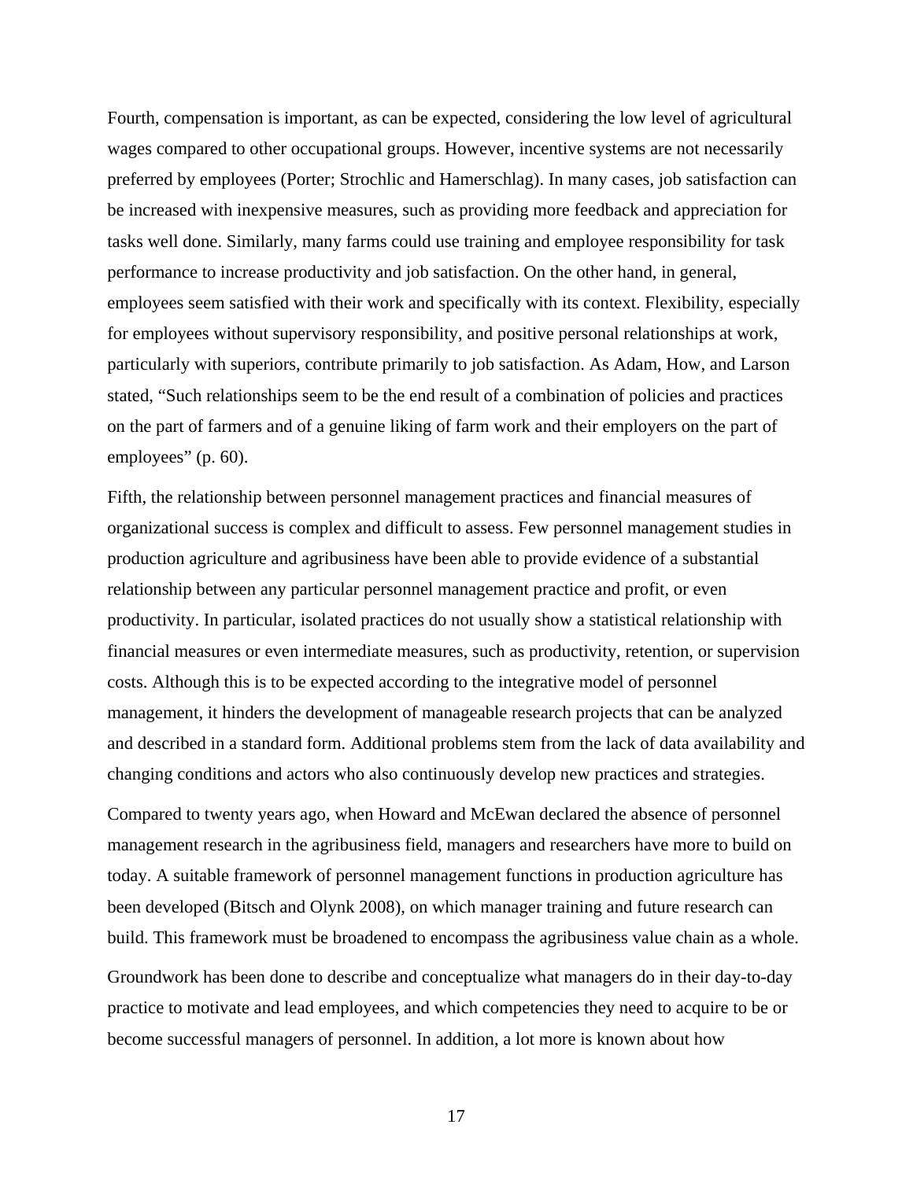Fourth, compensation is important, as can be expected, considering the low level of agricultural wages compared to other occupational groups. However, incentive systems are not necessarily preferred by employees (Porter; Strochlic and Hamerschlag). In many cases, job satisfaction can be increased with inexpensive measures, such as providing more feedback and appreciation for tasks well done. Similarly, many farms could use training and employee responsibility for task performance to increase productivity and job satisfaction. On the other hand, in general, employees seem satisfied with their work and specifically with its context. Flexibility, especially for employees without supervisory responsibility, and positive personal relationships at work, particularly with superiors, contribute primarily to job satisfaction. As Adam, How, and Larson stated, "Such relationships seem to be the end result of a combination of policies and practices on the part of farmers and of a genuine liking of farm work and their employers on the part of employees" (p. 60).

Fifth, the relationship between personnel management practices and financial measures of organizational success is complex and difficult to assess. Few personnel management studies in production agriculture and agribusiness have been able to provide evidence of a substantial relationship between any particular personnel management practice and profit, or even productivity. In particular, isolated practices do not usually show a statistical relationship with financial measures or even intermediate measures, such as productivity, retention, or supervision costs. Although this is to be expected according to the integrative model of personnel management, it hinders the development of manageable research projects that can be analyzed and described in a standard form. Additional problems stem from the lack of data availability and changing conditions and actors who also continuously develop new practices and strategies.

Compared to twenty years ago, when Howard and McEwan declared the absence of personnel management research in the agribusiness field, managers and researchers have more to build on today. A suitable framework of personnel management functions in production agriculture has been developed (Bitsch and Olynk 2008), on which manager training and future research can build. This framework must be broadened to encompass the agribusiness value chain as a whole.

Groundwork has been done to describe and conceptualize what managers do in their day-to-day practice to motivate and lead employees, and which competencies they need to acquire to be or become successful managers of personnel. In addition, a lot more is known about how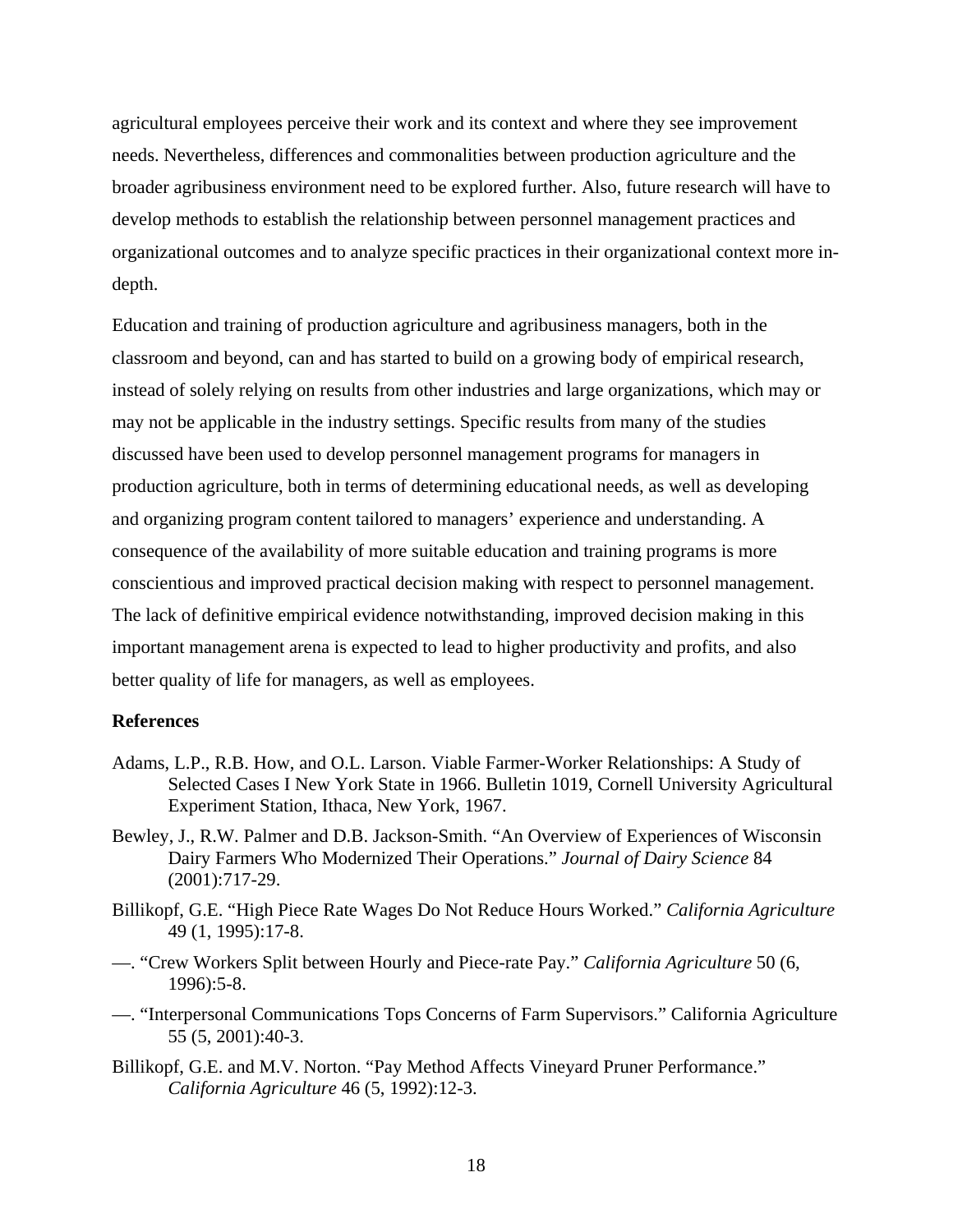agricultural employees perceive their work and its context and where they see improvement needs. Nevertheless, differences and commonalities between production agriculture and the broader agribusiness environment need to be explored further. Also, future research will have to develop methods to establish the relationship between personnel management practices and organizational outcomes and to analyze specific practices in their organizational context more in-depth.

Education and training of production agriculture and agribusiness managers, both in the classroom and beyond, can and has started to build on a growing body of empirical research, instead of solely relying on results from other industries and large organizations, which may or may not be applicable in the industry settings. Specific results from many of the studies discussed have been used to develop personnel management programs for managers in production agriculture, both in terms of determining educational needs, as well as developing and organizing program content tailored to managers' experience and understanding. A consequence of the availability of more suitable education and training programs is more conscientious and improved practical decision making with respect to personnel management. The lack of definitive empirical evidence notwithstanding, improved decision making in this important management arena is expected to lead to higher productivity and profits, and also better quality of life for managers, as well as employees.

**References**

Adams, L.P., R.B. How, and O.L. Larson. Viable Farmer-Worker Relationships: A Study of Selected Cases I New York State in 1966. Bulletin 1019, Cornell University Agricultural Experiment Station, Ithaca, New York, 1967.

Bewley, J., R.W. Palmer and D.B. Jackson-Smith. "An Overview of Experiences of Wisconsin Dairy Farmers Who Modernized Their Operations." *Journal of Dairy Science* 84 (2001):717-29.

Billikopf, G.E. "High Piece Rate Wages Do Not Reduce Hours Worked." *California Agriculture* 49 (1, 1995):17-8.

—. "Crew Workers Split between Hourly and Piece-rate Pay." *California Agriculture* 50 (6, 1996):5-8.

—. "Interpersonal Communications Tops Concerns of Farm Supervisors." California Agriculture 55 (5, 2001):40-3.

Billikopf, G.E. and M.V. Norton. "Pay Method Affects Vineyard Pruner Performance." *California Agriculture* 46 (5, 1992):12-3.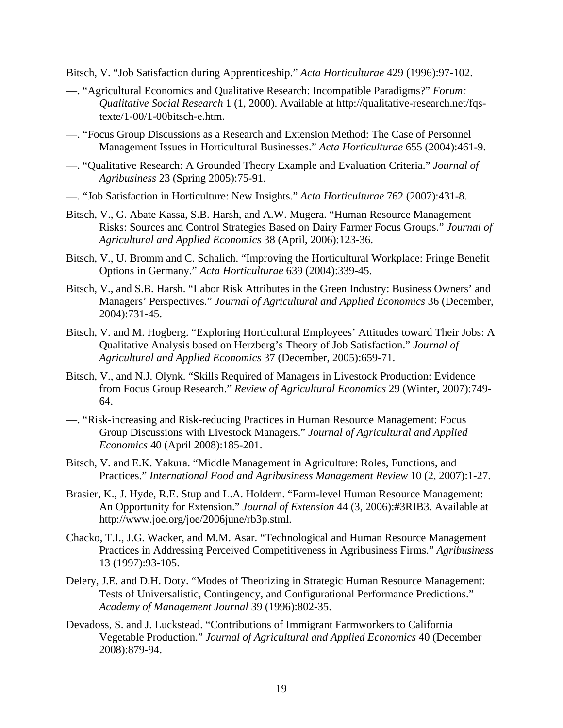Bitsch, V. “Job Satisfaction during Apprenticeship.” *Acta Horticulturae* 429 (1996):97-102.

—. “Agricultural Economics and Qualitative Research: Incompatible Paradigms?” *Forum: Qualitative Social Research* 1 (1, 2000). Available at http://qualitative-research.net/fqs-texte/1-00/1-00bitsch-e.htm.

—. “Focus Group Discussions as a Research and Extension Method: The Case of Personnel Management Issues in Horticultural Businesses.” *Acta Horticulturae* 655 (2004):461-9.

—. “Qualitative Research: A Grounded Theory Example and Evaluation Criteria.” *Journal of Agribusiness* 23 (Spring 2005):75-91.

—. “Job Satisfaction in Horticulture: New Insights.” *Acta Horticulturae* 762 (2007):431-8.

Bitsch, V., G. Abate Kassa, S.B. Harsh, and A.W. Mugera. “Human Resource Management Risks: Sources and Control Strategies Based on Dairy Farmer Focus Groups.” *Journal of Agricultural and Applied Economics* 38 (April, 2006):123-36.

Bitsch, V., U. Bromm and C. Schalich. “Improving the Horticultural Workplace: Fringe Benefit Options in Germany.” *Acta Horticulturae* 639 (2004):339-45.

Bitsch, V., and S.B. Harsh. “Labor Risk Attributes in the Green Industry: Business Owners’ and Managers’ Perspectives.” *Journal of Agricultural and Applied Economics* 36 (December, 2004):731-45.

Bitsch, V. and M. Hogberg. “Exploring Horticultural Employees’ Attitudes toward Their Jobs: A Qualitative Analysis based on Herzberg’s Theory of Job Satisfaction.” *Journal of Agricultural and Applied Economics* 37 (December, 2005):659-71.

Bitsch, V., and N.J. Olynk. “Skills Required of Managers in Livestock Production: Evidence from Focus Group Research.” *Review of Agricultural Economics* 29 (Winter, 2007):749-64.

—. “Risk-increasing and Risk-reducing Practices in Human Resource Management: Focus Group Discussions with Livestock Managers.” *Journal of Agricultural and Applied Economics* 40 (April 2008):185-201.

Bitsch, V. and E.K. Yakura. “Middle Management in Agriculture: Roles, Functions, and Practices.” *International Food and Agribusiness Management Review* 10 (2, 2007):1-27.

Brasier, K., J. Hyde, R.E. Stup and L.A. Holdern. “Farm-level Human Resource Management: An Opportunity for Extension.” *Journal of Extension* 44 (3, 2006):#3RIB3. Available at http://www.joe.org/joe/2006june/rb3p.shtml.

Chacko, T.I., J.G. Wacker, and M.M. Asar. “Technological and Human Resource Management Practices in Addressing Perceived Competitiveness in Agribusiness Firms.” *Agribusiness* 13 (1997):93-105.

Delery, J.E. and D.H. Doty. “Modes of Theorizing in Strategic Human Resource Management: Tests of Universalistic, Contingency, and Configurational Performance Predictions.” *Academy of Management Journal* 39 (1996):802-35.

Devadoss, S. and J. Luckstead. “Contributions of Immigrant Farmworkers to California Vegetable Production.” *Journal of Agricultural and Applied Economics* 40 (December 2008):879-94.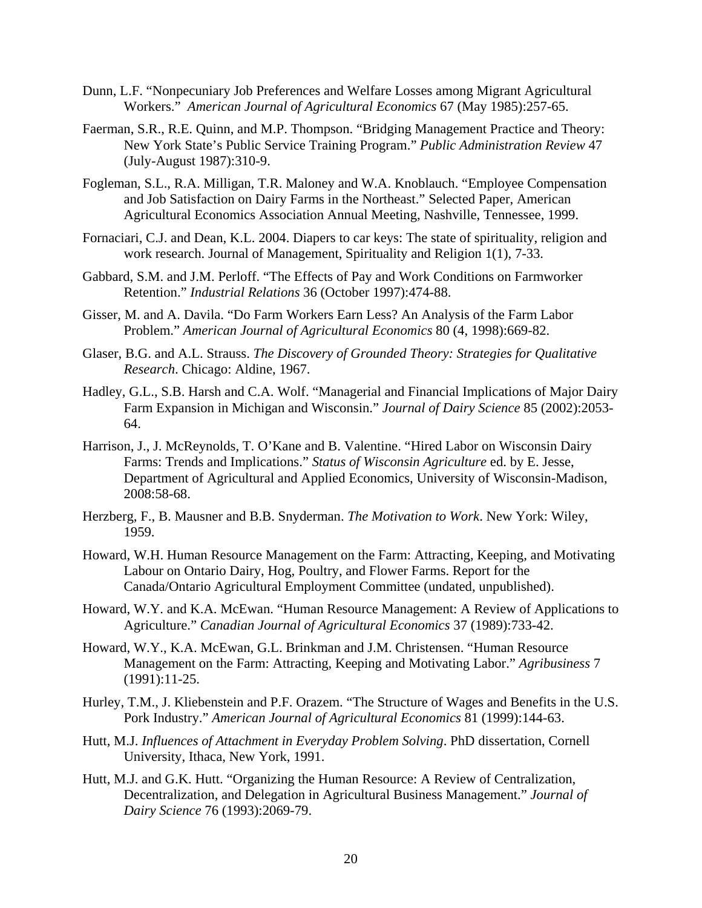Dunn, L.F. "Nonpecuniary Job Preferences and Welfare Losses among Migrant Agricultural Workers." *American Journal of Agricultural Economics* 67 (May 1985):257-65.

Faerman, S.R., R.E. Quinn, and M.P. Thompson. "Bridging Management Practice and Theory: New York State's Public Service Training Program." *Public Administration Review* 47 (July-August 1987):310-9.

Fogleman, S.L., R.A. Milligan, T.R. Maloney and W.A. Knoblauch. "Employee Compensation and Job Satisfaction on Dairy Farms in the Northeast." Selected Paper, American Agricultural Economics Association Annual Meeting, Nashville, Tennessee, 1999.

Fornaciari, C.J. and Dean, K.L. 2004. Diapers to car keys: The state of spirituality, religion and work research. Journal of Management, Spirituality and Religion 1(1), 7-33.

Gabbard, S.M. and J.M. Perloff. "The Effects of Pay and Work Conditions on Farmworker Retention." *Industrial Relations* 36 (October 1997):474-88.

Gisser, M. and A. Davila. "Do Farm Workers Earn Less? An Analysis of the Farm Labor Problem." *American Journal of Agricultural Economics* 80 (4, 1998):669-82.

Glaser, B.G. and A.L. Strauss. *The Discovery of Grounded Theory: Strategies for Qualitative Research*. Chicago: Aldine, 1967.

Hadley, G.L., S.B. Harsh and C.A. Wolf. "Managerial and Financial Implications of Major Dairy Farm Expansion in Michigan and Wisconsin." *Journal of Dairy Science* 85 (2002):2053-64.

Harrison, J., J. McReynolds, T. O'Kane and B. Valentine. "Hired Labor on Wisconsin Dairy Farms: Trends and Implications." *Status of Wisconsin Agriculture* ed. by E. Jesse, Department of Agricultural and Applied Economics, University of Wisconsin-Madison, 2008:58-68.

Herzberg, F., B. Mausner and B.B. Snyderman. *The Motivation to Work*. New York: Wiley, 1959.

Howard, W.H. Human Resource Management on the Farm: Attracting, Keeping, and Motivating Labour on Ontario Dairy, Hog, Poultry, and Flower Farms. Report for the Canada/Ontario Agricultural Employment Committee (undated, unpublished).

Howard, W.Y. and K.A. McEwan. "Human Resource Management: A Review of Applications to Agriculture." *Canadian Journal of Agricultural Economics* 37 (1989):733-42.

Howard, W.Y., K.A. McEwan, G.L. Brinkman and J.M. Christensen. "Human Resource Management on the Farm: Attracting, Keeping and Motivating Labor." *Agribusiness* 7 (1991):11-25.

Hurley, T.M., J. Kliebenstein and P.F. Orazem. "The Structure of Wages and Benefits in the U.S. Pork Industry." *American Journal of Agricultural Economics* 81 (1999):144-63.

Hutt, M.J. *Influences of Attachment in Everyday Problem Solving*. PhD dissertation, Cornell University, Ithaca, New York, 1991.

Hutt, M.J. and G.K. Hutt. "Organizing the Human Resource: A Review of Centralization, Decentralization, and Delegation in Agricultural Business Management." *Journal of Dairy Science* 76 (1993):2069-79.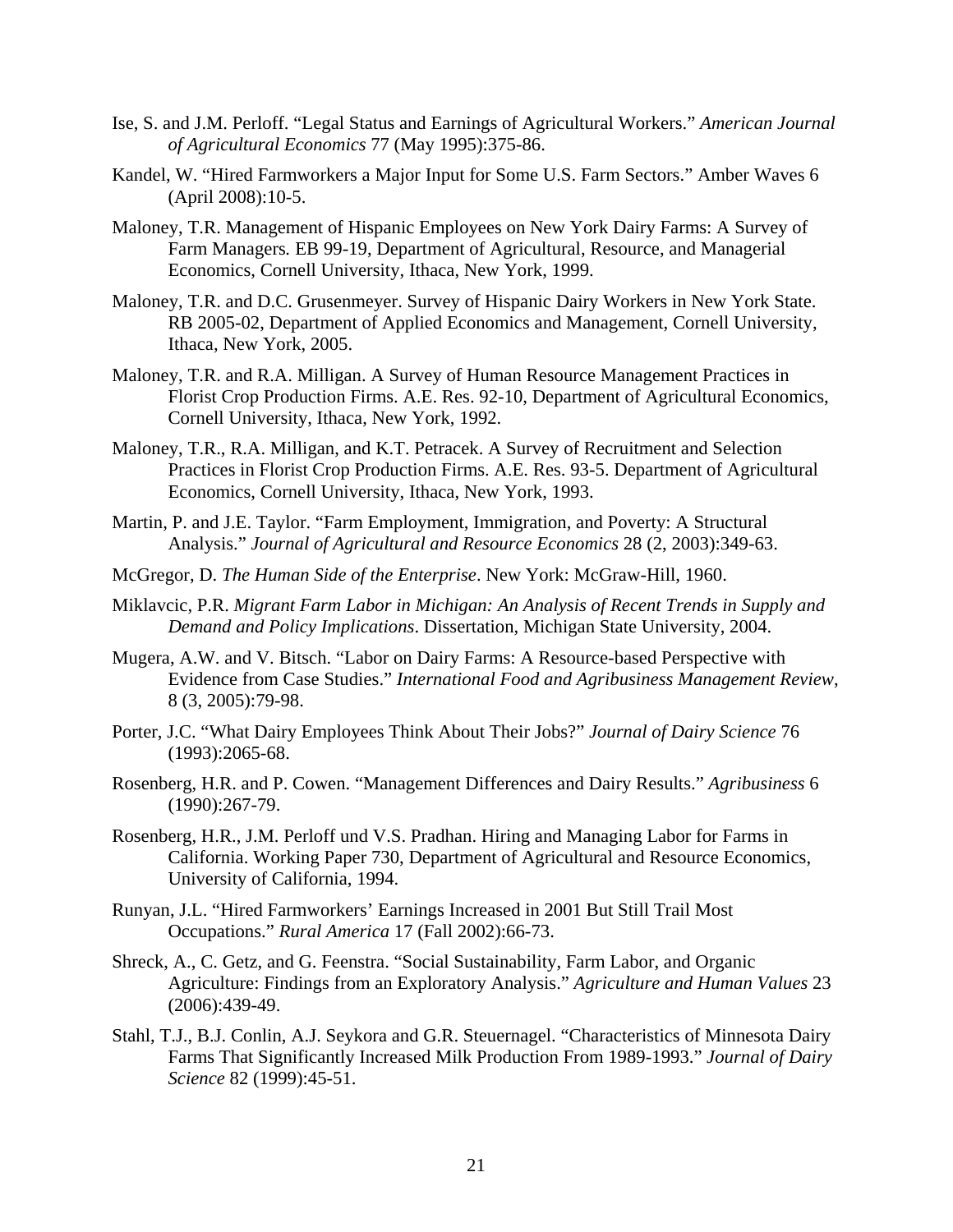Ise, S. and J.M. Perloff. "Legal Status and Earnings of Agricultural Workers." *American Journal of Agricultural Economics* 77 (May 1995):375-86.

Kandel, W. "Hired Farmworkers a Major Input for Some U.S. Farm Sectors." Amber Waves 6 (April 2008):10-5.

Maloney, T.R. Management of Hispanic Employees on New York Dairy Farms: A Survey of Farm Managers*.* EB 99-19, Department of Agricultural, Resource, and Managerial Economics, Cornell University, Ithaca, New York, 1999.

Maloney, T.R. and D.C. Grusenmeyer. Survey of Hispanic Dairy Workers in New York State. RB 2005-02, Department of Applied Economics and Management, Cornell University, Ithaca, New York, 2005.

Maloney, T.R. and R.A. Milligan. A Survey of Human Resource Management Practices in Florist Crop Production Firms. A.E. Res. 92-10, Department of Agricultural Economics, Cornell University, Ithaca, New York, 1992.

Maloney, T.R., R.A. Milligan, and K.T. Petracek. A Survey of Recruitment and Selection Practices in Florist Crop Production Firms. A.E. Res. 93-5. Department of Agricultural Economics, Cornell University, Ithaca, New York, 1993.

Martin, P. and J.E. Taylor. "Farm Employment, Immigration, and Poverty: A Structural Analysis." *Journal of Agricultural and Resource Economics* 28 (2, 2003):349-63.

McGregor, D. *The Human Side of the Enterprise*. New York: McGraw-Hill, 1960.

Miklavcic, P.R. *Migrant Farm Labor in Michigan: An Analysis of Recent Trends in Supply and Demand and Policy Implications*. Dissertation, Michigan State University, 2004.

Mugera, A.W. and V. Bitsch. "Labor on Dairy Farms: A Resource-based Perspective with Evidence from Case Studies." *International Food and Agribusiness Management Review*, 8 (3, 2005):79-98.

Porter, J.C. "What Dairy Employees Think About Their Jobs?" *Journal of Dairy Science* 76 (1993):2065-68.

Rosenberg, H.R. and P. Cowen. "Management Differences and Dairy Results." *Agribusiness* 6 (1990):267-79.

Rosenberg, H.R., J.M. Perloff und V.S. Pradhan. Hiring and Managing Labor for Farms in California. Working Paper 730, Department of Agricultural and Resource Economics, University of California, 1994.

Runyan, J.L. "Hired Farmworkers' Earnings Increased in 2001 But Still Trail Most Occupations." *Rural America* 17 (Fall 2002):66-73.

Shreck, A., C. Getz, and G. Feenstra. "Social Sustainability, Farm Labor, and Organic Agriculture: Findings from an Exploratory Analysis." *Agriculture and Human Values* 23 (2006):439-49.

Stahl, T.J., B.J. Conlin, A.J. Seykora and G.R. Steuernagel. "Characteristics of Minnesota Dairy Farms That Significantly Increased Milk Production From 1989-1993." *Journal of Dairy Science* 82 (1999):45-51.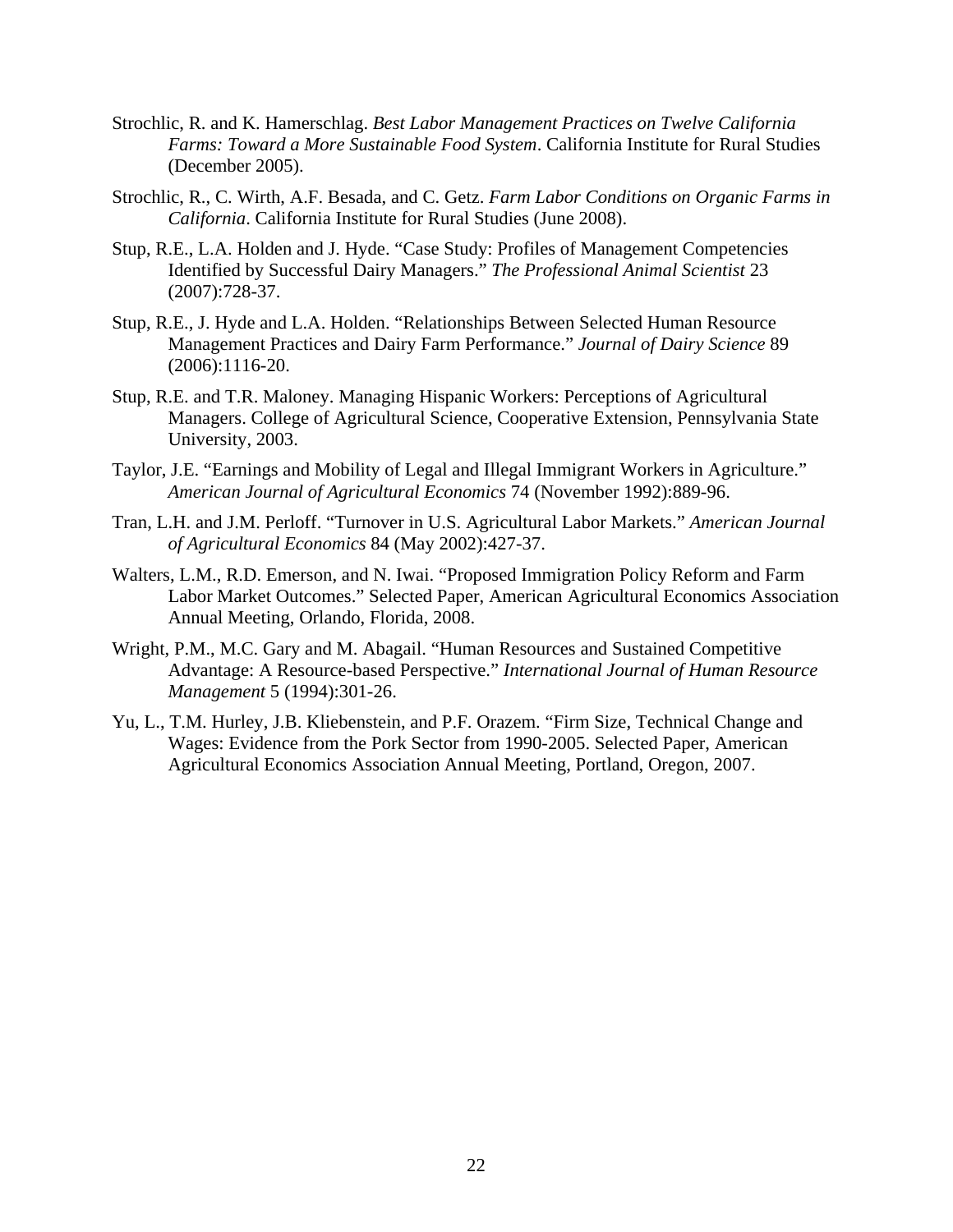Strochlic, R. and K. Hamerschlag. *Best Labor Management Practices on Twelve California Farms: Toward a More Sustainable Food System*. California Institute for Rural Studies (December 2005).

Strochlic, R., C. Wirth, A.F. Besada, and C. Getz. *Farm Labor Conditions on Organic Farms in California*. California Institute for Rural Studies (June 2008).

Stup, R.E., L.A. Holden and J. Hyde. "Case Study: Profiles of Management Competencies Identified by Successful Dairy Managers." *The Professional Animal Scientist* 23 (2007):728-37.

Stup, R.E., J. Hyde and L.A. Holden. "Relationships Between Selected Human Resource Management Practices and Dairy Farm Performance." *Journal of Dairy Science* 89 (2006):1116-20.

Stup, R.E. and T.R. Maloney. Managing Hispanic Workers: Perceptions of Agricultural Managers. College of Agricultural Science, Cooperative Extension, Pennsylvania State University, 2003.

Taylor, J.E. "Earnings and Mobility of Legal and Illegal Immigrant Workers in Agriculture." *American Journal of Agricultural Economics* 74 (November 1992):889-96.

Tran, L.H. and J.M. Perloff. "Turnover in U.S. Agricultural Labor Markets." *American Journal of Agricultural Economics* 84 (May 2002):427-37.

Walters, L.M., R.D. Emerson, and N. Iwai. "Proposed Immigration Policy Reform and Farm Labor Market Outcomes." Selected Paper, American Agricultural Economics Association Annual Meeting, Orlando, Florida, 2008.

Wright, P.M., M.C. Gary and M. Abagail. "Human Resources and Sustained Competitive Advantage: A Resource-based Perspective." *International Journal of Human Resource Management* 5 (1994):301-26.

Yu, L., T.M. Hurley, J.B. Kliebenstein, and P.F. Orazem. "Firm Size, Technical Change and Wages: Evidence from the Pork Sector from 1990-2005. Selected Paper, American Agricultural Economics Association Annual Meeting, Portland, Oregon, 2007.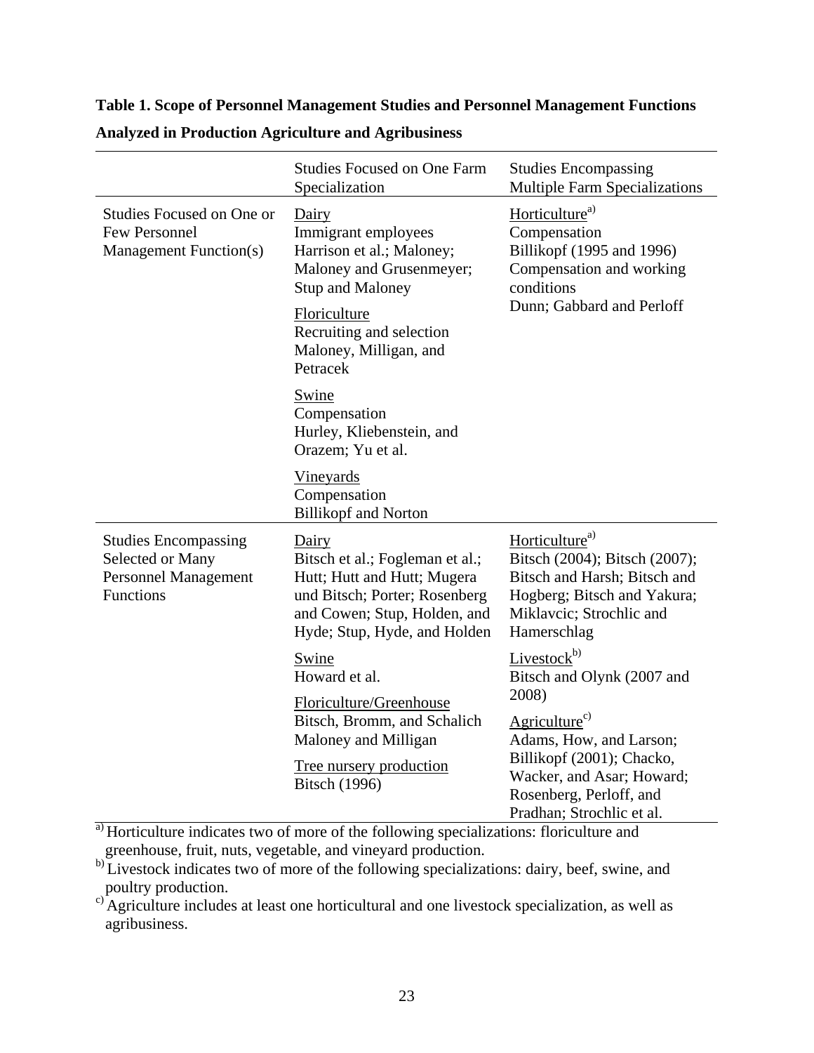**Table 1. Scope of Personnel Management Studies and Personnel Management Functions Analyzed in Production Agriculture and Agribusiness**

| | Studies Focused on One Farm Specialization | Studies Encompassing Multiple Farm Specializations |
|---|---|---|
| Studies Focused on One or Few Personnel Management Function(s) | Dairy<br>Immigrant employees<br>Harrison et al.; Maloney; Maloney and Grusenmeyer; Stup and Maloney<br><br>Floriculture<br>Recruiting and selection<br>Maloney, Milligan, and Petracek<br><br>Swine<br>Compensation<br>Hurley, Kliebenstein, and Orazem; Yu et al.<br><br>Vineyards<br>Compensation<br>Billikopf and Norton | Horticulture[a)]<br>Compensation<br>Billikopf (1995 and 1996)<br>Compensation and working conditions<br>Dunn; Gabbard and Perloff |
| Studies Encompassing Selected or Many Personnel Management Functions | Dairy<br>Bitsch et al.; Fogleman et al.; Hutt; Hutt and Hutt; Mugera und Bitsch; Porter; Rosenberg and Cowen; Stup, Holden, and Hyde; Stup, Hyde, and Holden<br><br>Swine<br>Howard et al.<br><br>Floriculture/Greenhouse<br>Bitsch, Bromm, and Schalich<br>Maloney and Milligan<br><br>Tree nursery production<br>Bitsch (1996) | Horticulture[a)]<br>Bitsch (2004); Bitsch (2007); Bitsch and Harsh; Bitsch and Hogberg; Bitsch and Yakura; Miklavcic; Strochlic and Hamerschlag<br><br>Livestock[b)]<br>Bitsch and Olynk (2007 and 2008)<br><br>Agriculture[c)]<br>Adams, How, and Larson; Billikopf (2001); Chacko, Wacker, and Asar; Howard; Rosenberg, Perloff, and Pradhan; Strochlic et al. |

[a)] Horticulture indicates two of more of the following specializations: floriculture and greenhouse, fruit, nuts, vegetable, and vineyard production.
[b)] Livestock indicates two of more of the following specializations: dairy, beef, swine, and poultry production.
[c)] Agriculture includes at least one horticultural and one livestock specialization, as well as agribusiness.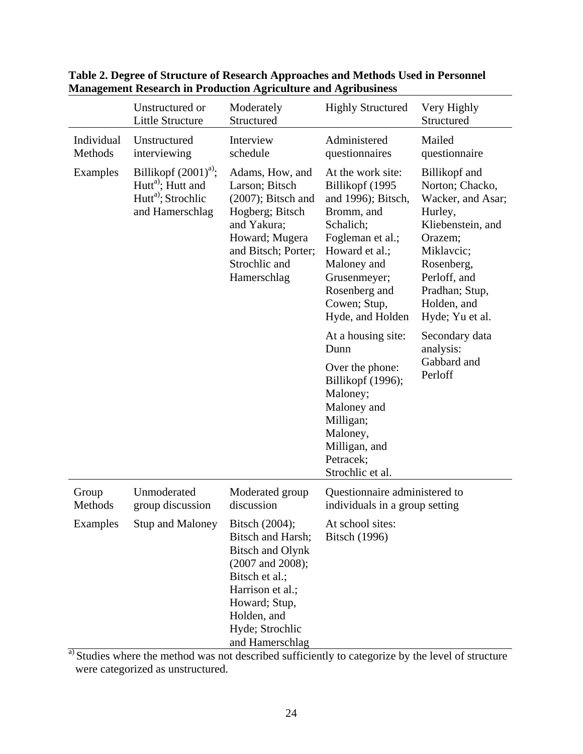**Table 2. Degree of Structure of Research Approaches and Methods Used in Personnel Management Research in Production Agriculture and Agribusiness**

| | Unstructured or Little Structure | Moderately Structured | Highly Structured | Very Highly Structured |
|---|---|---|---|---|
| Individual Methods | Unstructured interviewing | Interview schedule | Administered questionnaires | Mailed questionnaire |
| Examples | Billikopf (2001)[a)]; Hutt[a)]; Hutt and Hutt[a)]; Strochlic and Hamerschlag | Adams, How, and Larson; Bitsch (2007); Bitsch and Hogberg; Bitsch and Yakura; Howard; Mugera and Bitsch; Porter; Strochlic and Hamerschlag | At the work site: Billikopf (1995 and 1996); Bitsch, Bromm, and Schalich; Fogleman et al.; Howard et al.; Maloney and Grusenmeyer; Rosenberg and Cowen; Stup, Hyde, and Holden | Billikopf and Norton; Chacko, Wacker, and Asar; Hurley, Kliebenstein, and Orazem; Miklavcic; Rosenberg, Perloff, and Pradhan; Stup, Holden, and Hyde; Yu et al. |
| | | | At a housing site: Dunn | Secondary data analysis: Gabbard and Perloff |
| | | | Over the phone: Billikopf (1996); Maloney; Maloney and Milligan; Maloney, Milligan, and Petracek; Strochlic et al. | |
| Group Methods | Unmoderated group discussion | Moderated group discussion | Questionnaire administered to individuals in a group setting | |
| Examples | Stup and Maloney | Bitsch (2004); Bitsch and Harsh; Bitsch and Olynk (2007 and 2008); Bitsch et al.; Harrison et al.; Howard; Stup, Holden, and Hyde; Strochlic and Hamerschlag | At school sites: Bitsch (1996) | |

[a)] Studies where the method was not described sufficiently to categorize by the level of structure were categorized as unstructured.